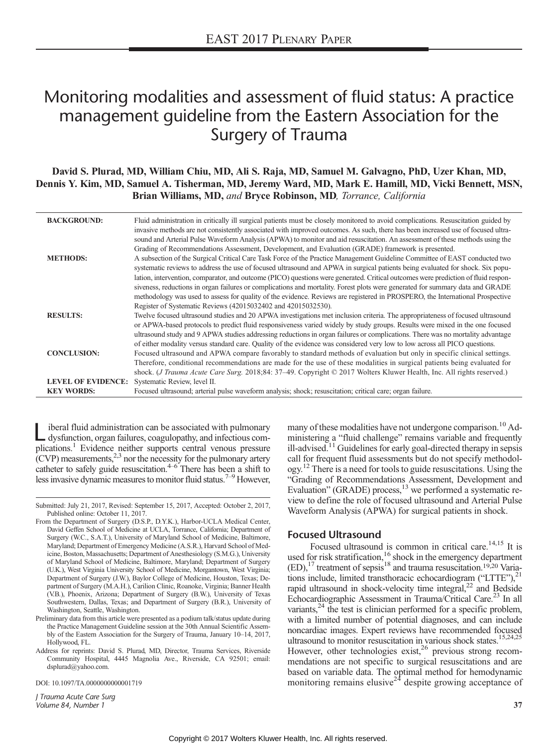# Monitoring modalities and assessment of fluid status: A practice management guideline from the Eastern Association for the Surgery of Trauma

**David S. Plurad, MD, William Chiu, MD, Ali S. Raja, MD, Samuel M. Galvagno, PhD, Uzer Khan, MD, Dennis Y. Kim, MD, Samuel A. Tisherman, MD, Jeremy Ward, MD, Mark E. Hamill, MD, Vicki Bennett, MSN, Brian Williams, MD,** *and* **Bryce Robinson, MD**, *Torrance, California*

**BACKGROUND:** Fluid administration in critically ill surgical patients must be closely monitored to avoid complications. Resuscitation guided by invasive methods are not consistently associated with improved outcomes. As such, there has been increased use of focused ultrasound and Arterial Pulse Waveform Analysis (APWA) to monitor and aid resuscitation. An assessment of these methods using the Grading of Recommendations Assessment, Development, and Evaluation (GRADE) framework is presented.

**METHODS:** A subsection of the Surgical Critical Care Task Force of the Practice Management Guideline Committee of EAST conducted two systematic reviews to address the use of focused ultrasound and APWA in surgical patients being evaluated for shock. Six population, intervention, comparator, and outcome (PICO) questions were generated. Critical outcomes were prediction of fluid responsiveness, reductions in organ failures or complications and mortality. Forest plots were generated for summary data and GRADE methodology was used to assess for quality of the evidence. Reviews are registered in PROSPERO, the International Prospective Register of Systematic Reviews (42015032402 and 42015032530).

**RESULTS:** Twelve focused ultrasound studies and 20 APWA investigations met inclusion criteria. The appropriateness of focused ultrasound or APWA-based protocols to predict fluid responsiveness varied widely by study groups. Results were mixed in the one focused ultrasound study and 9 APWA studies addressing reductions in organ failures or complications. There was no mortality advantage of either modality versus standard care. Quality of the evidence was considered very low to low across all PICO questions.

**CONCLUSION:** Focused ultrasound and APWA compare favorably to standard methods of evaluation but only in specific clinical settings. Therefore, conditional recommendations are made for the use of these modalities in surgical patients being evaluated for shock. (*J Trauma Acute Care Surg.* 2018;84: 37–49. Copyright © 2017 Wolters Kluwer Health, Inc. All rights reserved.)

**LEVEL OF EVIDENCE:** Systematic Review, level II.

**KEY WORDS:** Focused ultrasound; arterial pulse waveform analysis; shock; resuscitation; critical care; organ failure.

Liberal fluid administration can be associated with pulmonary dysfunction, organ failures, coagulopathy, and infectious complications.[1] Evidence neither supports central venous pressure (CVP) measurements,[2,3] nor the necessity for the pulmonary artery catheter to safely guide resuscitation.[4–6] There has been a shift to less invasive dynamic measures to monitor fluid status.[7–9] However, many of these modalities have not undergone comparison.[10] Administering a "fluid challenge" remains variable and frequently ill-advised.[11] Guidelines for early goal-directed therapy in sepsis call for frequent fluid assessments but do not specify methodology.[12] There is a need for tools to guide resuscitations. Using the "Grading of Recommendations Assessment, Development and Evaluation" (GRADE) process,[13] we performed a systematic review to define the role of focused ultrasound and Arterial Pulse Waveform Analysis (APWA) for surgical patients in shock.

## Focused Ultrasound

Focused ultrasound is common in critical care.[14,15] It is used for risk stratification,[16] shock in the emergency department (ED),[17] treatment of sepsis[18] and trauma resuscitation.[19,20] Variations include, limited transthoracic echocardiogram ("LTTE"),[21] rapid ultrasound in shock-velocity time integral,[22] and Bedside Echocardiographic Assessment in Trauma/Critical Care.[23] In all variants,[24] the test is clinician performed for a specific problem, with a limited number of potential diagnoses, and can include noncardiac images. Expert reviews have recommended focused ultrasound to monitor resuscitation in various shock states.[15,24,25] However, other technologies exist,[26] previous strong recommendations are not specific to surgical resuscitations and are based on variable data. The optimal method for hemodynamic monitoring remains elusive[24] despite growing acceptance of

---

Submitted: July 21, 2017, Revised: September 15, 2017, Accepted: October 2, 2017, Published online: October 11, 2017.

From the Department of Surgery (D.S.P., D.Y.K.), Harbor-UCLA Medical Center, David Geffen School of Medicine at UCLA, Torrance, California; Department of Surgery (W.C., S.A.T.), University of Maryland School of Medicine, Baltimore, Maryland; Department of Emergency Medicine (A.S.R.), Harvard School of Medicine, Boston, Massachusetts; Department of Anesthesiology (S.M.G.), University of Maryland School of Medicine, Baltimore, Maryland; Department of Surgery (U.K.), West Virginia University School of Medicine, Morgantown, West Virginia; Department of Surgery (J.W.), Baylor College of Medicine, Houston, Texas; Department of Surgery (M.A.H.), Carilion Clinic, Roanoke, Virginia; Banner Health (V.B.), Phoenix, Arizona; Department of Surgery (B.W.), University of Texas Southwestern, Dallas, Texas; and Department of Surgery (B.R.), University of Washington, Seattle, Washington.

Preliminary data from this article were presented as a podium talk/status update during the Practice Management Guideline session at the 30th Annual Scientific Assembly of the Eastern Association for the Surgery of Trauma, January 10–14, 2017, Hollywood, FL.

Address for reprints: David S. Plurad, MD, Director, Trauma Services, Riverside Community Hospital, 4445 Magnolia Ave., Riverside, CA 92501; email: dsplurad@yahoo.com.

DOI: 10.1097/TA.0000000000001719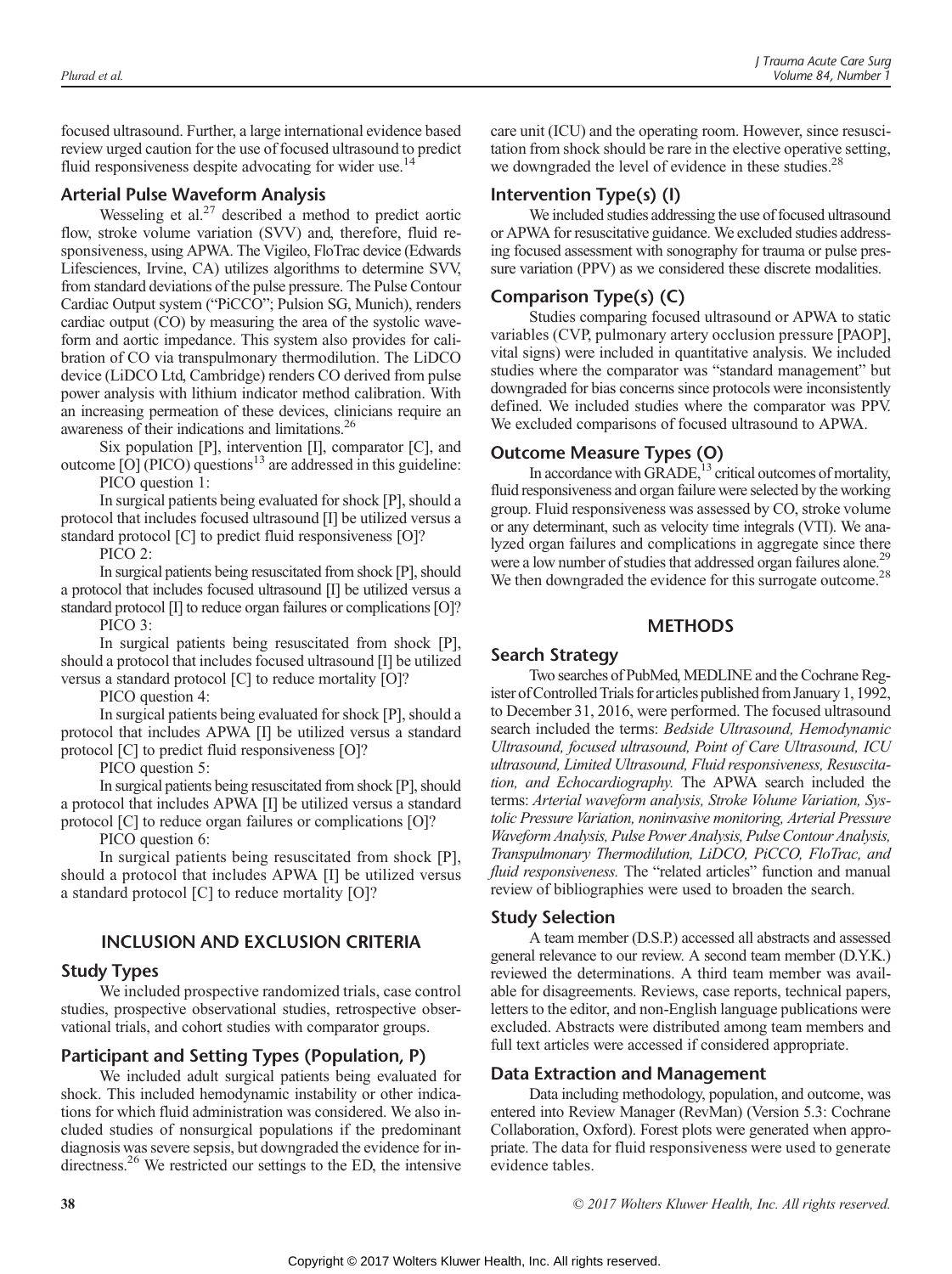focused ultrasound. Further, a large international evidence based review urged caution for the use of focused ultrasound to predict fluid responsiveness despite advocating for wider use.[14]

## Arterial Pulse Waveform Analysis

Wesseling et al.[27] described a method to predict aortic flow, stroke volume variation (SVV) and, therefore, fluid responsiveness, using APWA. The Vigileo, FloTrac device (Edwards Lifesciences, Irvine, CA) utilizes algorithms to determine SVV, from standard deviations of the pulse pressure. The Pulse Contour Cardiac Output system ("PiCCO"; Pulsion SG, Munich), renders cardiac output (CO) by measuring the area of the systolic waveform and aortic impedance. This system also provides for calibration of CO via transpulmonary thermodilution. The LiDCO device (LiDCO Ltd, Cambridge) renders CO derived from pulse power analysis with lithium indicator method calibration. With an increasing permeation of these devices, clinicians require an awareness of their indications and limitations.[26]

Six population [P], intervention [I], comparator [C], and outcome [O] (PICO) questions[13] are addressed in this guideline:

PICO question 1:

In surgical patients being evaluated for shock [P], should a protocol that includes focused ultrasound [I] be utilized versus a standard protocol [C] to predict fluid responsiveness [O]?

PICO 2:

In surgical patients being resuscitated from shock [P], should a protocol that includes focused ultrasound [I] be utilized versus a standard protocol [I] to reduce organ failures or complications [O]?

PICO 3:

In surgical patients being resuscitated from shock [P], should a protocol that includes focused ultrasound [I] be utilized versus a standard protocol [C] to reduce mortality [O]?

PICO question 4:

In surgical patients being evaluated for shock [P], should a protocol that includes APWA [I] be utilized versus a standard protocol [C] to predict fluid responsiveness [O]?

PICO question 5:

In surgical patients being resuscitated from shock [P], should a protocol that includes APWA [I] be utilized versus a standard protocol [C] to reduce organ failures or complications [O]?

PICO question 6:

In surgical patients being resuscitated from shock [P], should a protocol that includes APWA [I] be utilized versus a standard protocol [C] to reduce mortality [O]?

# INCLUSION AND EXCLUSION CRITERIA

## Study Types

We included prospective randomized trials, case control studies, prospective observational studies, retrospective observational trials, and cohort studies with comparator groups.

## Participant and Setting Types (Population, P)

We included adult surgical patients being evaluated for shock. This included hemodynamic instability or other indications for which fluid administration was considered. We also included studies of nonsurgical populations if the predominant diagnosis was severe sepsis, but downgraded the evidence for indirectness.[26] We restricted our settings to the ED, the intensive care unit (ICU) and the operating room. However, since resuscitation from shock should be rare in the elective operative setting, we downgraded the level of evidence in these studies.[28]

## Intervention Type(s) (I)

We included studies addressing the use of focused ultrasound or APWA for resuscitative guidance. We excluded studies addressing focused assessment with sonography for trauma or pulse pressure variation (PPV) as we considered these discrete modalities.

## Comparison Type(s) (C)

Studies comparing focused ultrasound or APWA to static variables (CVP, pulmonary artery occlusion pressure [PAOP], vital signs) were included in quantitative analysis. We included studies where the comparator was "standard management" but downgraded for bias concerns since protocols were inconsistently defined. We included studies where the comparator was PPV. We excluded comparisons of focused ultrasound to APWA.

## Outcome Measure Types (O)

In accordance with GRADE,[13] critical outcomes of mortality, fluid responsiveness and organ failure were selected by the working group. Fluid responsiveness was assessed by CO, stroke volume or any determinant, such as velocity time integrals (VTI). We analyzed organ failures and complications in aggregate since there were a low number of studies that addressed organ failures alone.[29] We then downgraded the evidence for this surrogate outcome.[28]

# METHODS

## Search Strategy

Two searches of PubMed, MEDLINE and the Cochrane Register of Controlled Trials for articles published from January 1, 1992, to December 31, 2016, were performed. The focused ultrasound search included the terms: *Bedside Ultrasound, Hemodynamic Ultrasound, focused ultrasound, Point of Care Ultrasound, ICU ultrasound, Limited Ultrasound, Fluid responsiveness, Resuscitation, and Echocardiography.* The APWA search included the terms: *Arterial waveform analysis, Stroke Volume Variation, Systolic Pressure Variation, noninvasive monitoring, Arterial Pressure Waveform Analysis, Pulse Power Analysis, Pulse Contour Analysis, Transpulmonary Thermodilution, LiDCO, PiCCO, FloTrac, and fluid responsiveness.* The "related articles" function and manual review of bibliographies were used to broaden the search.

## Study Selection

A team member (D.S.P.) accessed all abstracts and assessed general relevance to our review. A second team member (D.Y.K.) reviewed the determinations. A third team member was available for disagreements. Reviews, case reports, technical papers, letters to the editor, and non-English language publications were excluded. Abstracts were distributed among team members and full text articles were accessed if considered appropriate.

## Data Extraction and Management

Data including methodology, population, and outcome, was entered into Review Manager (RevMan) (Version 5.3: Cochrane Collaboration, Oxford). Forest plots were generated when appropriate. The data for fluid responsiveness were used to generate evidence tables.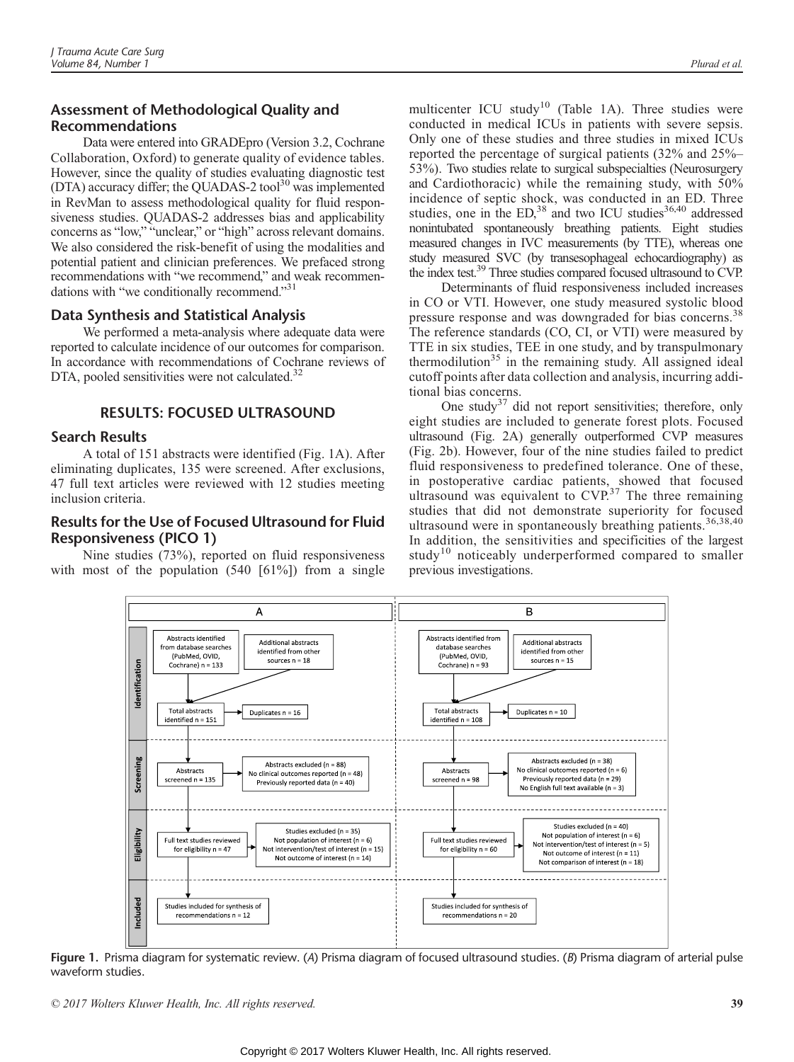### Assessment of Methodological Quality and Recommendations

Data were entered into GRADEpro (Version 3.2, Cochrane Collaboration, Oxford) to generate quality of evidence tables. However, since the quality of studies evaluating diagnostic test (DTA) accuracy differ; the QUADAS-2 tool[30] was implemented in RevMan to assess methodological quality for fluid responsiveness studies. QUADAS-2 addresses bias and applicability concerns as "low," "unclear," or "high" across relevant domains. We also considered the risk-benefit of using the modalities and potential patient and clinician preferences. We prefaced strong recommendations with "we recommend," and weak recommendations with "we conditionally recommend."[31]

### Data Synthesis and Statistical Analysis

We performed a meta-analysis where adequate data were reported to calculate incidence of our outcomes for comparison. In accordance with recommendations of Cochrane reviews of DTA, pooled sensitivities were not calculated.[32]

## RESULTS: FOCUSED ULTRASOUND

### Search Results

A total of 151 abstracts were identified (Fig. 1A). After eliminating duplicates, 135 were screened. After exclusions, 47 full text articles were reviewed with 12 studies meeting inclusion criteria.

### Results for the Use of Focused Ultrasound for Fluid Responsiveness (PICO 1)

Nine studies (73%), reported on fluid responsiveness with most of the population (540 [61%]) from a single multicenter ICU study[10] (Table 1A). Three studies were conducted in medical ICUs in patients with severe sepsis. Only one of these studies and three studies in mixed ICUs reported the percentage of surgical patients (32% and 25%–53%). Two studies relate to surgical subspecialties (Neurosurgery and Cardiothoracic) while the remaining study, with 50% incidence of septic shock, was conducted in an ED. Three studies, one in the ED,[38] and two ICU studies[36,40] addressed nonintubated spontaneously breathing patients. Eight studies measured changes in IVC measurements (by TTE), whereas one study measured SVC (by transesophageal echocardiography) as the index test.[39] Three studies compared focused ultrasound to CVP.

Determinants of fluid responsiveness included increases in CO or VTI. However, one study measured systolic blood pressure response and was downgraded for bias concerns.[38] The reference standards (CO, CI, or VTI) were measured by TTE in six studies, TEE in one study, and by transpulmonary thermodilution[35] in the remaining study. All assigned ideal cutoff points after data collection and analysis, incurring additional bias concerns.

One study[37] did not report sensitivities; therefore, only eight studies are included to generate forest plots. Focused ultrasound (Fig. 2A) generally outperformed CVP measures (Fig. 2b). However, four of the nine studies failed to predict fluid responsiveness to predefined tolerance. One of these, in postoperative cardiac patients, showed that focused ultrasound was equivalent to CVP.[37] The three remaining studies that did not demonstrate superiority for focused ultrasound were in spontaneously breathing patients.[36,38,40] In addition, the sensitivities and specificities of the largest study[10] noticeably underperformed compared to smaller previous investigations.

| | A | | B | |
|---|---|---|---|---|
| Identification | Abstracts identified from database searches (PubMed, OVID, Cochrane) n = 133 | Additional abstracts identified from other sources n = 18 | Abstracts identified from database searches (PubMed, OVID, Cochrane) n = 93 | Additional abstracts identified from other sources n = 15 |
| | Total abstracts identified n = 151 | Duplicates n = 16 | Total abstracts identified n = 108 | Duplicates n = 10 |
| Screening | Abstracts screened n = 135 | Abstracts excluded (n = 88) No clinical outcomes reported (n = 48) Previously reported data (n = 40) | Abstracts screened n = 98 | Abstracts excluded (n = 38) No clinical outcomes reported (n = 6) Previously reported data (n = 29) No English full text available (n = 3) |
| Eligibility | Full text studies reviewed for eligibility n = 47 | Studies excluded (n = 35) Not population of interest (n = 6) Not intervention/test of interest (n = 15) Not outcome of interest (n = 14) | Full text studies reviewed for eligibility n = 60 | Studies excluded (n = 40) Not population of interest (n = 6) Not intervention/test of interest (n = 5) Not outcome of interest (n = 11) Not comparison of interest (n = 18) |
| Included | Studies included for synthesis of recommendations n = 12 | | Studies included for synthesis of recommendations n = 20 | |

**Figure 1.** Prisma diagram for systematic review. (*A*) Prisma diagram of focused ultrasound studies. (*B*) Prisma diagram of arterial pulse waveform studies.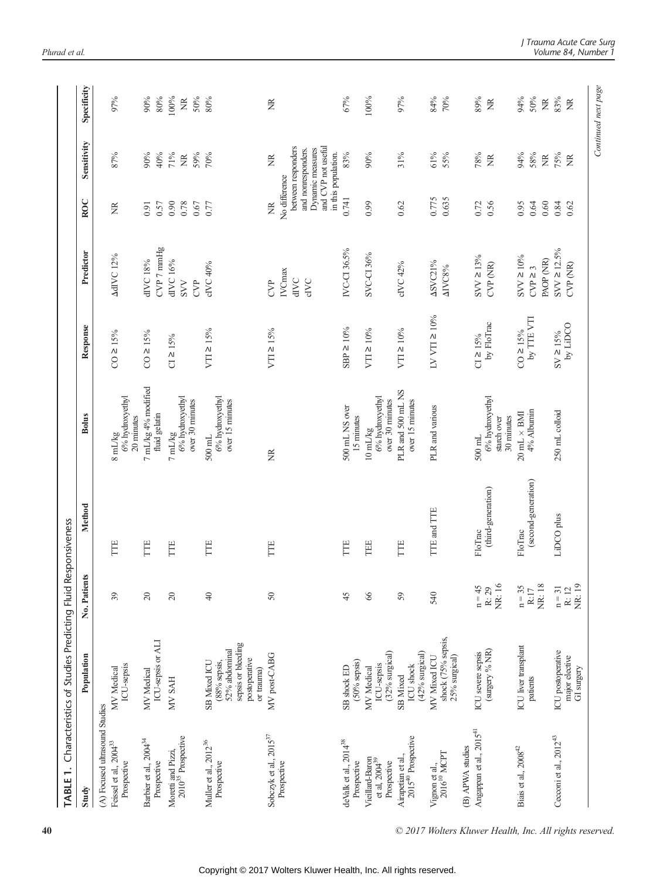**TABLE 1.** Characteristics of Studies Predicting Fluid Responsiveness

| Study | Population | No. Patients | Method | Bolus | Response | Predictor | ROC | Sensitivity | Specificity |
|---|---|---|---|---|---|---|---|---|---|
| (A) Focused ultrasound Studies | | | | | | | | | |
| Feissel et al., 2004[33] Prospective | MV Medical ICU-sepsis | 39 | TTE | 8 mL/kg 6% hydroxyethyl 20 minutes | CO ≥ 15% | ΔdIVC 12% | NR | 87% | 97% |
| Barbier et al., 2004[34] Prospective | MV Medical ICU-sepsis or ALI | 20 | TTE | 7 mL/kg 4% modified fluid gelatin | CO ≥ 15% | dIVC 18% | 0.91 | 90% | 90% |
| | | | | | | CVP 7 mmHg | 0.57 | 40% | 80% |
| Moretti and Pizzi, 2010[35] Prospective | MV SAH | 20 | TTE | 7 mL/kg 6% hydroxyethyl over 30 minutes | CI ≥ 15% | dIVC 16% | 0.90 | 71% | 100% |
| | | | | | | SVV | 0.78 | NR | NR |
| | | | | | | CVP | 0.67 | 59% | 50% |
| Muller et al., 2012[36] Prospective | SB Mixed ICU (88% sepsis, 52% abdominal sepsis or bleeding postoperative or trauma) | 40 | TTE | 500 mL 6% hydroxyethyl over 15 minutes | VTI ≥ 15% | cIVC 40% | 0.77 | 70% | 80% |
| Sobczyk et al., 2015[37] Prospective | MV post-CABG | 50 | TTE | NR | VTI ≥ 15% | CVP IVCmax dIVC cIVC | NR No difference between responders and nonresponders. Dynamic measures and CVP not useful in this population. | NR | NR |
| deValk et al., 2014[38] Prospective | SB shock ED (50% sepsis) | 45 | TTE | 500 mL NS over 15 minutes | SBP ≥ 10% | IVC-CI 36.5% | 0.741 | 83% | 67% |
| Viellard-Baron et al, 2004[39] Prospective | MV Medical ICU-sepsis (32% surgical) | 66 | TEE | 10 mL/kg 6% hydroxyethyl over 30 minutes | VTI ≥ 10% | SVC-CI 36% | 0.99 | 90% | 100% |
| Airapetian et al., 2015[40] Prospective | SB Mixed ICU shock (42% surgical) | 59 | TTE | PLR and 500 mL NS over 15 minutes | VTI ≥ 10% | cIVC 42% | 0.62 | 31% | 97% |
| Vignon et al., 2016[10] MCPT | MV Mixed ICU shock (75% sepsis, 25% surgical) | 540 | TTE and TTE | PLR and various | LV VTI ≥ 10% | ΔSVC21% | 0.775 | 61% | 84% |
| | | | | | | ΔIVC8% | 0.635 | 55% | 70% |
| (B) APWA studies | | | | | | | | | |
| Angappan et al., 2015[41] | ICU severe sepsis (surgery % NR) | n = 45 R: 29 NR: 16 | FloTrac (third-generation) | 500 mL 6% hydroxyethyl starch over 30 minutes | CI ≥ 15% by FloTrac | SVV ≥ 13% | 0.72 | 78% | 89% |
| | | | | | | CVP (NR) | 0.56 | NR | NR |
| Biais et al., 2008[42] | ICU liver transplant patients | n = 35 R:17 NR: 18 | FloTrac (second-generation) | 20 mL × BMI 4% Albumin | CO ≥ 15% by TTE VTI | SVV ≥ 10% | 0.95 | 94% | 94% |
| | | | | | | CVP ≥ 3 | 0.64 | 58% | 50% |
| | | | | | | PAOP (NR) | 0.60 | NR | NR |
| Cecconi et al., 2012[43] | ICU postoperative major elective GI surgery | n = 31 R: 12 NR: 19 | LiDCO plus | 250 mL colloid | SV ≥ 15% by LiDCO | SVV ≥ 12.5% | 0.84 | 75% | 83% |
| | | | | | | CVP (NR) | 0.62 | NR | NR |

*Continued next page*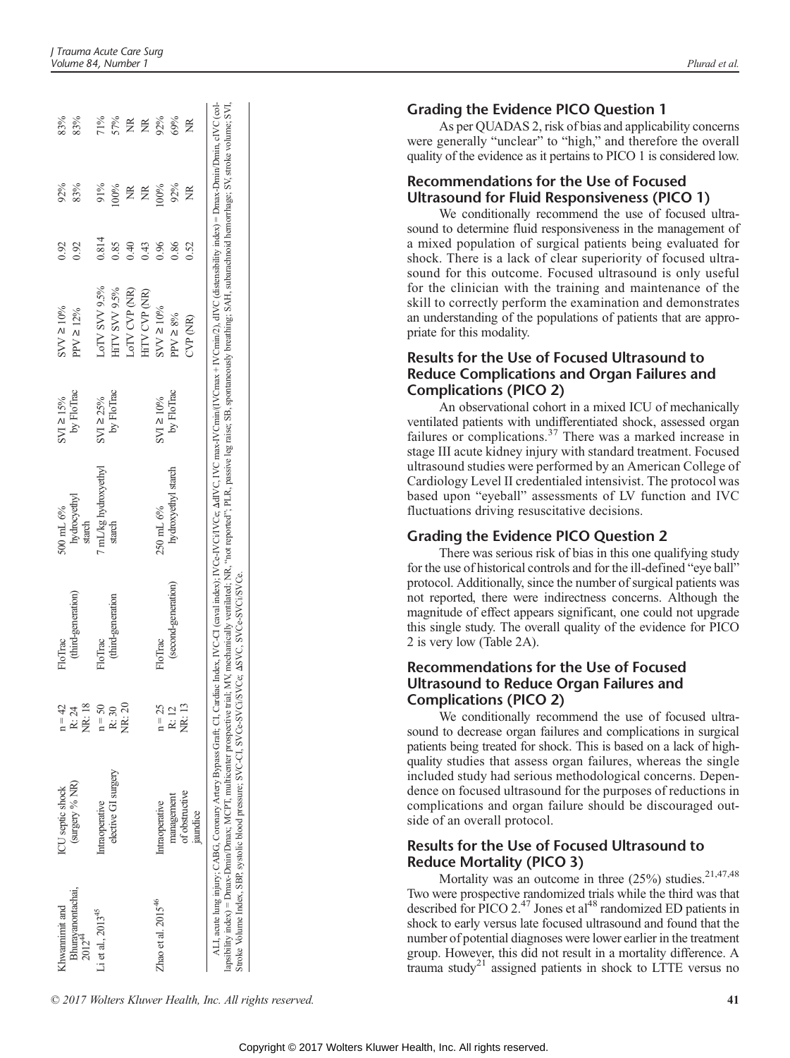| Khwannimit and Bhurayanontachai, 2012[44] | ICU septic shock (surgery % NR) | n = 42<br>R: 24<br>NR: 18 | FloTrac (third-generation) | 500 mL 6% hydroxyethyl starch | SVI ≥ 15% by FloTrac | SVV ≥ 10% | 0.92 | 92% | 83% |
|---|---|---|---|---|---|---|---|---|---|
| | | | | | | PPV ≥ 12% | 0.92 | 83% | 83% |
| Li et al., 2013[45] | Intraoperative elective GI surgery | n = 50<br>R: 30<br>NR: 20 | FloTrac (third-generation | 7 mL/kg hydroxyethyl starch | SVI ≥ 25% by FloTrac | LoTV SVV 9.5% | 0.814 | 91% | 71% |
| | | | | | | HiTV SVV 9.5% | 0.85 | 100% | 57% |
| | | | | | | LoTV CVP (NR) | 0.40 | NR | NR |
| | | | | | | HiTV CVP (NR) | 0.43 | NR | NR |
| Zhao et al. 2015[46] | Intraoperative management of obstructive jaundice | n = 25<br>R: 12<br>NR: 13 | FloTrac (second-generation) | 250 mL 6% hydroxyethyl starch | SVI ≥ 10% by FloTrac | SVV ≥ 10% | 0.96 | 100% | 92% |
| | | | | | | PPV ≥ 8% | 0.86 | 92% | 69% |
| | | | | | | CVP (NR) | 0.52 | NR | NR |

ALI, acute lung injury; CABG, Coronary Artery Bypass Graft; CI, Cardiac Index, IVC-CI (caval index); IVCe-IVCi/IVCe; ΔdIVC, IVC max-IVCmin/(IVCmax + IVCmin/2), dIVC (distensibility index) = Dmax-Dmin/Dmin, cIVC (collapsibility index) = Dmax-Dmin/Dmax; MCPT, multicenter prospective trial; MV, mechanically ventilated; NR, "not reported"; PLR, passive leg raise; SB, spontaneously breathing; SAH, subarachnoid hemorrhage; SV, stroke volume; SVI, Stroke Volume Index, SBP, systolic blood pressure; SVC-CI, SVCe-SVCi/SVCe; ΔSVC, SVCe-SVCi/SVCe.

## Grading the Evidence PICO Question 1

As per QUADAS 2, risk of bias and applicability concerns were generally "unclear" to "high," and therefore the overall quality of the evidence as it pertains to PICO 1 is considered low.

## Recommendations for the Use of Focused Ultrasound for Fluid Responsiveness (PICO 1)

We conditionally recommend the use of focused ultrasound to determine fluid responsiveness in the management of a mixed population of surgical patients being evaluated for shock. There is a lack of clear superiority of focused ultrasound for this outcome. Focused ultrasound is only useful for the clinician with the training and maintenance of the skill to correctly perform the examination and demonstrates an understanding of the populations of patients that are appropriate for this modality.

## Results for the Use of Focused Ultrasound to Reduce Complications and Organ Failures and Complications (PICO 2)

An observational cohort in a mixed ICU of mechanically ventilated patients with undifferentiated shock, assessed organ failures or complications.[37] There was a marked increase in stage III acute kidney injury with standard treatment. Focused ultrasound studies were performed by an American College of Cardiology Level II credentialed intensivist. The protocol was based upon "eyeball" assessments of LV function and IVC fluctuations driving resuscitative decisions.

## Grading the Evidence PICO Question 2

There was serious risk of bias in this one qualifying study for the use of historical controls and for the ill-defined "eye ball" protocol. Additionally, since the number of surgical patients was not reported, there were indirectness concerns. Although the magnitude of effect appears significant, one could not upgrade this single study. The overall quality of the evidence for PICO 2 is very low (Table 2A).

## Recommendations for the Use of Focused Ultrasound to Reduce Organ Failures and Complications (PICO 2)

We conditionally recommend the use of focused ultrasound to decrease organ failures and complications in surgical patients being treated for shock. This is based on a lack of high-quality studies that assess organ failures, whereas the single included study had serious methodological concerns. Dependence on focused ultrasound for the purposes of reductions in complications and organ failure should be discouraged outside of an overall protocol.

## Results for the Use of Focused Ultrasound to Reduce Mortality (PICO 3)

Mortality was an outcome in three (25%) studies.[21,47,48] Two were prospective randomized trials while the third was that described for PICO 2.[47] Jones et al[48] randomized ED patients in shock to early versus late focused ultrasound and found that the number of potential diagnoses were lower earlier in the treatment group. However, this did not result in a mortality difference. A trauma study[21] assigned patients in shock to LTTE versus no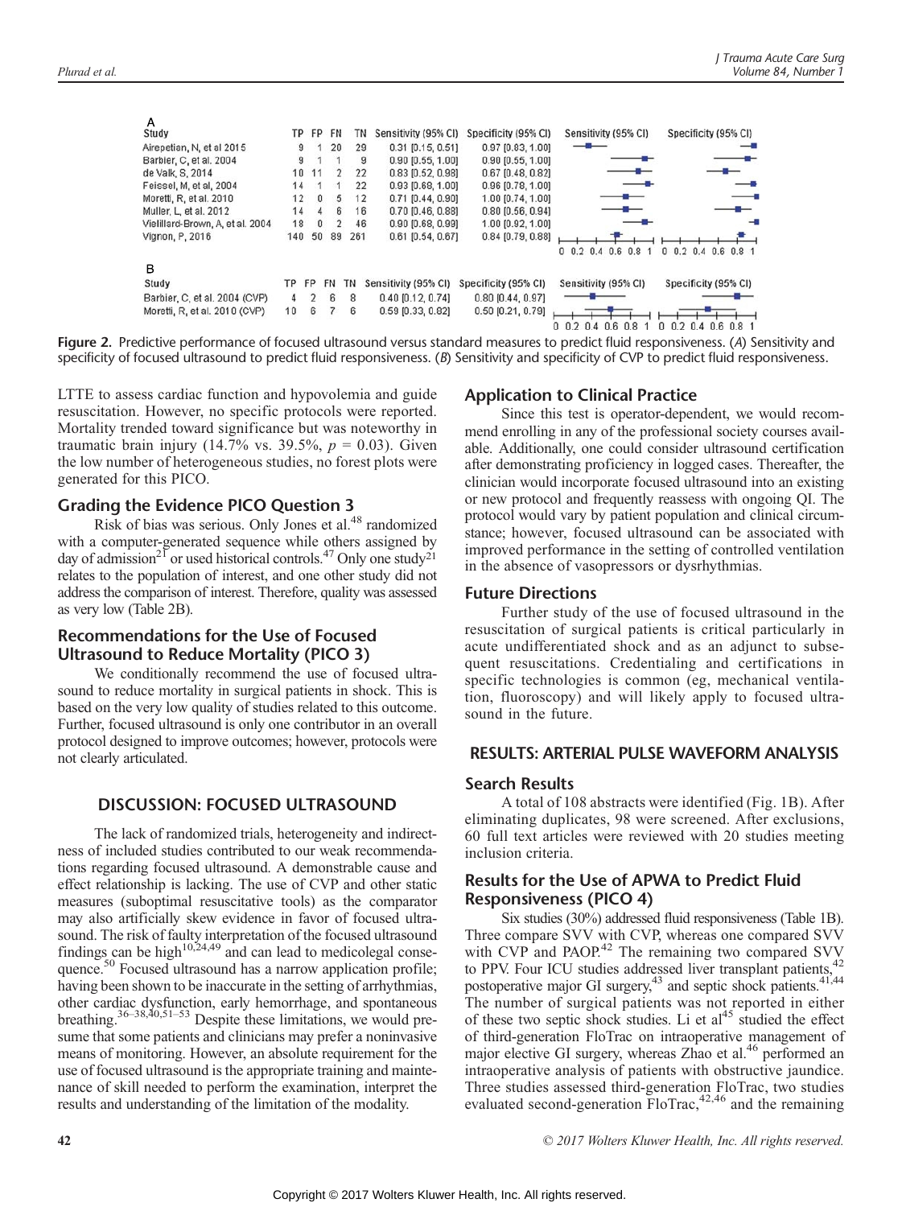**A**

| Study | TP | FP | FN | TN | Sensitivity (95% CI) | Specificity (95% CI) |
|---|---|---|---|---|---|---|
| Airepetian, N, et al 2015 | 9 | 1 | 20 | 29 | 0.31 [0.15, 0.51] | 0.97 [0.83, 1.00] |
| Barbier, C, et al. 2004 | 9 | 1 | 1 | 9 | 0.90 [0.55, 1.00] | 0.90 [0.55, 1.00] |
| de Valk, S, 2014 | 10 | 11 | 2 | 22 | 0.83 [0.52, 0.98] | 0.67 [0.48, 0.82] |
| Feissel, M, et al, 2004 | 14 | 1 | 1 | 22 | 0.93 [0.68, 1.00] | 0.96 [0.78, 1.00] |
| Moretti, R, et al. 2010 | 12 | 0 | 5 | 12 | 0.71 [0.44, 0.90] | 1.00 [0.74, 1.00] |
| Muller, L, et al. 2012 | 14 | 4 | 6 | 16 | 0.70 [0.46, 0.88] | 0.80 [0.56, 0.94] |
| Vieillard-Brown, A, et al. 2004 | 18 | 0 | 2 | 46 | 0.90 [0.68, 0.99] | 1.00 [0.92, 1.00] |
| Vignon, P, 2016 | 140 | 50 | 89 | 261 | 0.61 [0.54, 0.67] | 0.84 [0.79, 0.88] |

**B**

| Study | TP | FP | FN | TN | Sensitivity (95% CI) | Specificity (95% CI) |
|---|---|---|---|---|---|---|
| Barbier, C, et al. 2004 (CVP) | 4 | 2 | 6 | 8 | 0.40 [0.12, 0.74] | 0.80 [0.44, 0.97] |
| Moretti, R, et al. 2010 (CVP) | 10 | 6 | 7 | 6 | 0.59 [0.33, 0.82] | 0.50 [0.21, 0.79] |

**Figure 2.** Predictive performance of focused ultrasound versus standard measures to predict fluid responsiveness. (*A*) Sensitivity and specificity of focused ultrasound to predict fluid responsiveness. (*B*) Sensitivity and specificity of CVP to predict fluid responsiveness.

LTTE to assess cardiac function and hypovolemia and guide resuscitation. However, no specific protocols were reported. Mortality trended toward significance but was noteworthy in traumatic brain injury (14.7% vs. 39.5%, $p = 0.03$). Given the low number of heterogeneous studies, no forest plots were generated for this PICO.

### Grading the Evidence PICO Question 3

Risk of bias was serious. Only Jones et al.[48] randomized with a computer-generated sequence while others assigned by day of admission[21] or used historical controls.[47] Only one study[21] relates to the population of interest, and one other study did not address the comparison of interest. Therefore, quality was assessed as very low (Table 2B).

### Recommendations for the Use of Focused Ultrasound to Reduce Mortality (PICO 3)

We conditionally recommend the use of focused ultrasound to reduce mortality in surgical patients in shock. This is based on the very low quality of studies related to this outcome. Further, focused ultrasound is only one contributor in an overall protocol designed to improve outcomes; however, protocols were not clearly articulated.

## DISCUSSION: FOCUSED ULTRASOUND

The lack of randomized trials, heterogeneity and indirectness of included studies contributed to our weak recommendations regarding focused ultrasound. A demonstrable cause and effect relationship is lacking. The use of CVP and other static measures (suboptimal resuscitative tools) as the comparator may also artificially skew evidence in favor of focused ultrasound. The risk of faulty interpretation of the focused ultrasound findings can be high[10,24,49] and can lead to medicolegal consequence.[50] Focused ultrasound has a narrow application profile; having been shown to be inaccurate in the setting of arrhythmias, other cardiac dysfunction, early hemorrhage, and spontaneous breathing.[36–38,40,51–53] Despite these limitations, we would presume that some patients and clinicians may prefer a noninvasive means of monitoring. However, an absolute requirement for the use of focused ultrasound is the appropriate training and maintenance of skill needed to perform the examination, interpret the results and understanding of the limitation of the modality.

### Application to Clinical Practice

Since this test is operator-dependent, we would recommend enrolling in any of the professional society courses available. Additionally, one could consider ultrasound certification after demonstrating proficiency in logged cases. Thereafter, the clinician would incorporate focused ultrasound into an existing or new protocol and frequently reassess with ongoing QI. The protocol would vary by patient population and clinical circumstance; however, focused ultrasound can be associated with improved performance in the setting of controlled ventilation in the absence of vasopressors or dysrhythmias.

### Future Directions

Further study of the use of focused ultrasound in the resuscitation of surgical patients is critical particularly in acute undifferentiated shock and as an adjunct to subsequent resuscitations. Credentialing and certifications in specific technologies is common (eg, mechanical ventilation, fluoroscopy) and will likely apply to focused ultrasound in the future.

## RESULTS: ARTERIAL PULSE WAVEFORM ANALYSIS

### Search Results

A total of 108 abstracts were identified (Fig. 1B). After eliminating duplicates, 98 were screened. After exclusions, 60 full text articles were reviewed with 20 studies meeting inclusion criteria.

### Results for the Use of APWA to Predict Fluid Responsiveness (PICO 4)

Six studies (30%) addressed fluid responsiveness (Table 1B). Three compare SVV with CVP, whereas one compared SVV with CVP and PAOP.[42] The remaining two compared SVV to PPV. Four ICU studies addressed liver transplant patients,[42] postoperative major GI surgery,[43] and septic shock patients.[41,44] The number of surgical patients was not reported in either of these two septic shock studies. Li et al[45] studied the effect of third-generation FloTrac on intraoperative management of major elective GI surgery, whereas Zhao et al.[46] performed an intraoperative analysis of patients with obstructive jaundice. Three studies assessed third-generation FloTrac, two studies evaluated second-generation FloTrac,[42,46] and the remaining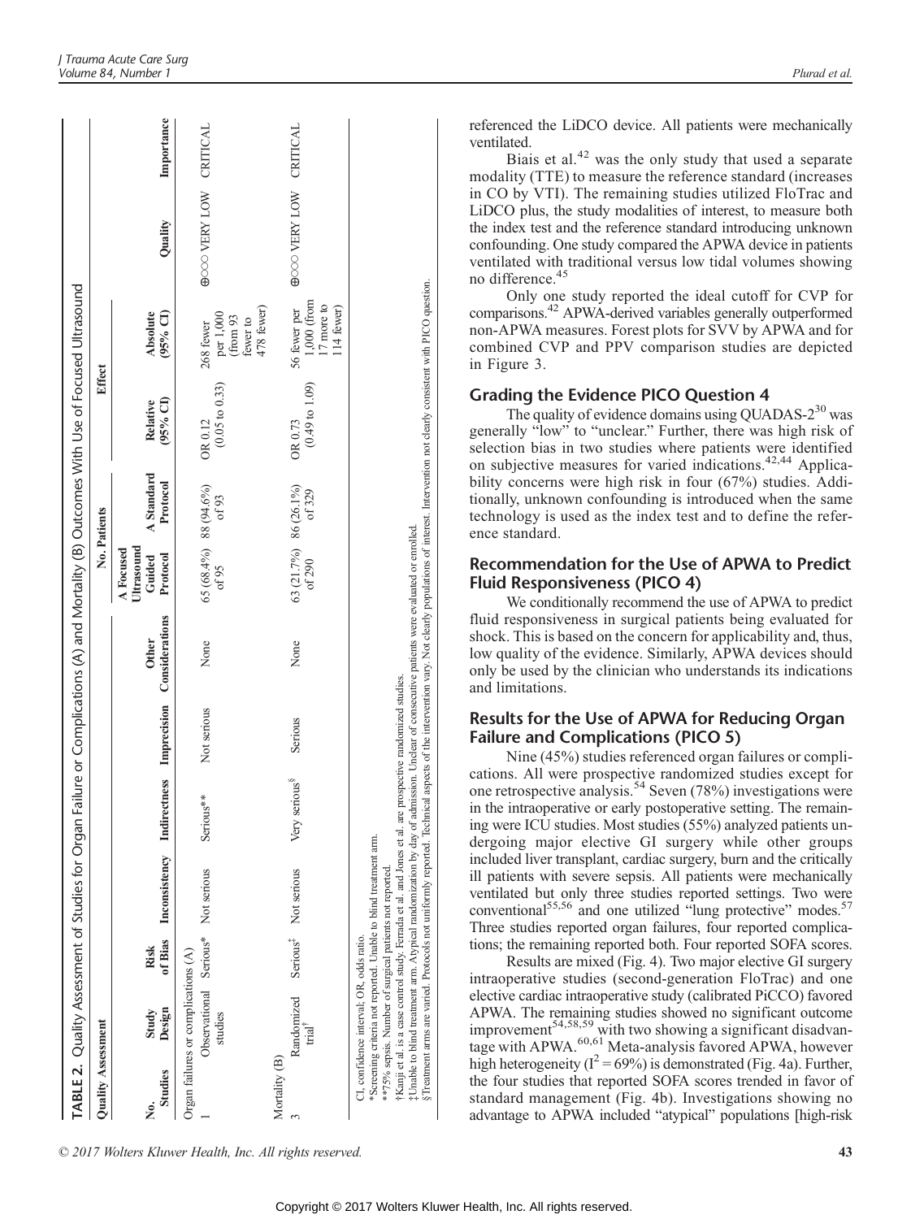**TABLE 2.** Quality Assessment of Studies for Organ Failure or Complications (A) and Mortality (B) Outcomes With Use of Focused Ultrasound

| Quality Assessment | | | | | | | No. Patients | | Effect | | | |
|---|---|---|---|---|---|---|---|---|---|---|---|---|
| No. Studies | Study Design | Risk of Bias | Inconsistency | Indirectness | Imprecision | Other Considerations | A Focused Ultrasound Guided Protocol | A Standard Protocol | Relative (95% CI) | Absolute (95% CI) | Quality | Importance |
| Organ failures or complications (A) | | | | | | | | | | | | |
| 1 | Observational studies | Serious* | Not serious | Serious** | Not serious | None | 65 (68.4%) of 95 | 88 (94.6%) of 93 | OR 0.12 (0.05 to 0.33) | 268 fewer per 1,000 (from 93 fewer to 478 fewer) | ⊕○○○ VERY LOW | CRITICAL |
| Mortality (B) | | | | | | | | | | | | |
| 3 | Randomized trial† | Serious‡ | Not serious | Very serious§ | Serious | None | 63 (21.7%) of 290 | 86 (26.1%) of 329 | OR 0.73 (0.49 to 1.09) | 56 fewer per 1,000 (from 17 more to 114 fewer) | ⊕○○○ VERY LOW | CRITICAL |

CI, confidence interval; OR, odds ratio.
*Screening criteria not reported. Unable to blind treatment arm.
**75% sepsis. Number of surgical patients not reported.
†Kanji et al. is a case control study. Ferrada et al. and Jones et al. are prospective randomized studies.
‡Unable to blind treatment arm. Atypical randomization by day of admission. Unclear of consecutive patients were evaluated or enrolled.
§Treatment arms are varied. Protocols not uniformly reported. Technical aspects of the intervention vary. Not clearly populations of interest. Intervention not clearly consistent with PICO question.

referenced the LiDCO device. All patients were mechanically ventilated.

Biais et al.[42] was the only study that used a separate modality (TTE) to measure the reference standard (increases in CO by VTI). The remaining studies utilized FloTrac and LiDCO plus, the study modalities of interest, to measure both the index test and the reference standard introducing unknown confounding. One study compared the APWA device in patients ventilated with traditional versus low tidal volumes showing no difference.[45]

Only one study reported the ideal cutoff for CVP for comparisons.[42] APWA-derived variables generally outperformed non-APWA measures. Forest plots for SVV by APWA and for combined CVP and PPV comparison studies are depicted in Figure 3.

## Grading the Evidence PICO Question 4

The quality of evidence domains using QUADAS-2[30] was generally "low" to "unclear." Further, there was high risk of selection bias in two studies where patients were identified on subjective measures for varied indications.[42,44] Applicability concerns were high risk in four (67%) studies. Additionally, unknown confounding is introduced when the same technology is used as the index test and to define the reference standard.

## Recommendation for the Use of APWA to Predict Fluid Responsiveness (PICO 4)

We conditionally recommend the use of APWA to predict fluid responsiveness in surgical patients being evaluated for shock. This is based on the concern for applicability and, thus, low quality of the evidence. Similarly, APWA devices should only be used by the clinician who understands its indications and limitations.

## Results for the Use of APWA for Reducing Organ Failure and Complications (PICO 5)

Nine (45%) studies referenced organ failures or complications. All were prospective randomized studies except for one retrospective analysis.[54] Seven (78%) investigations were in the intraoperative or early postoperative setting. The remaining were ICU studies. Most studies (55%) analyzed patients undergoing major elective GI surgery while other groups included liver transplant, cardiac surgery, burn and the critically ill patients with severe sepsis. All patients were mechanically ventilated but only three studies reported settings. Two were conventional[55,56] and one utilized "lung protective" modes.[57] Three studies reported organ failures, four reported complications; the remaining reported both. Four reported SOFA scores.

Results are mixed (Fig. 4). Two major elective GI surgery intraoperative studies (second-generation FloTrac) and one elective cardiac intraoperative study (calibrated PiCCO) favored APWA. The remaining studies showed no significant outcome improvement[54,58,59] with two showing a significant disadvantage with APWA.[60,61] Meta-analysis favored APWA, however high heterogeneity ($I^2 = 69\%$) is demonstrated (Fig. 4a). Further, the four studies that reported SOFA scores trended in favor of standard management (Fig. 4b). Investigations showing no advantage to APWA included "atypical" populations [high-risk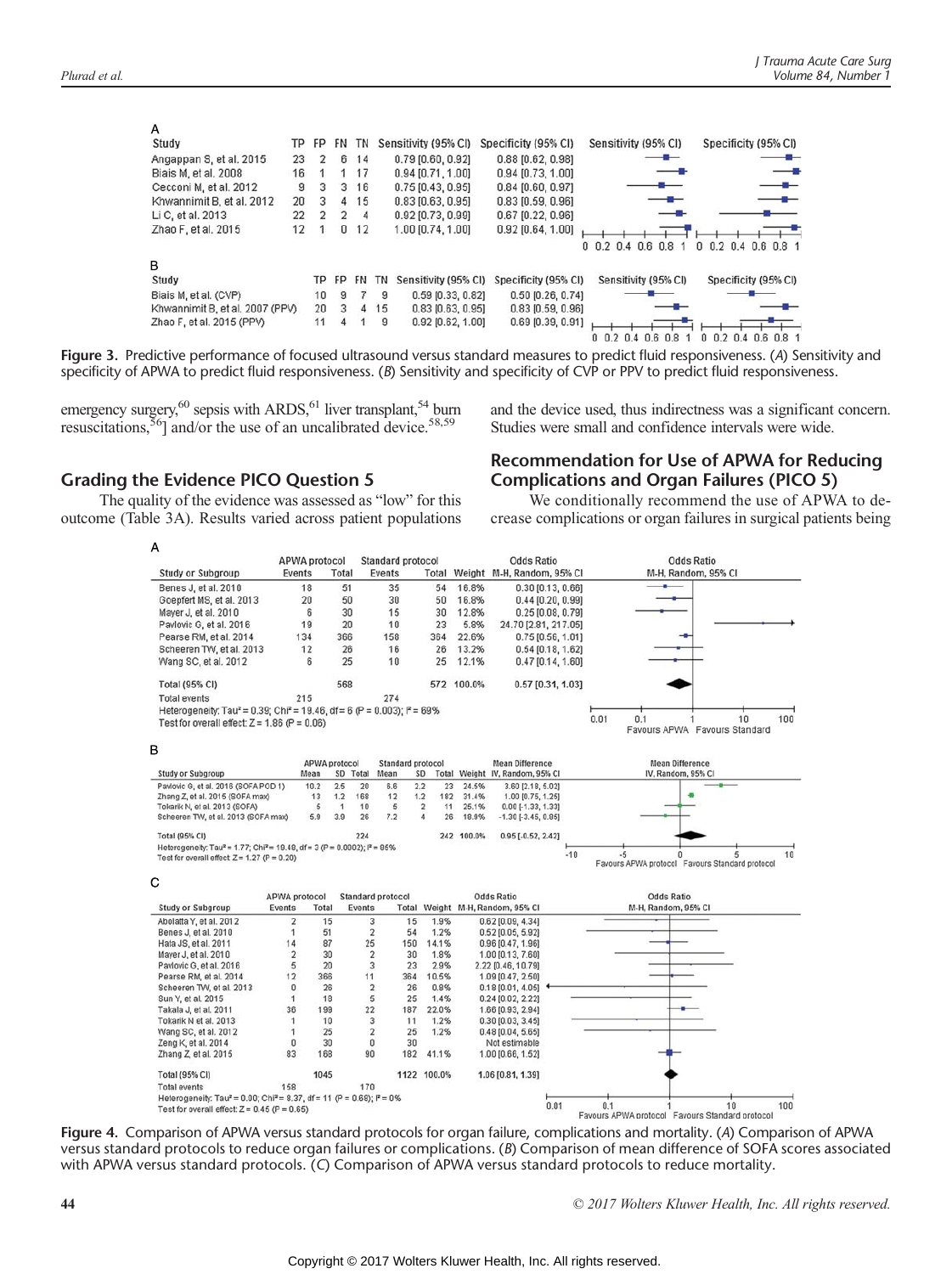**A**

| Study | TP | FP | FN | TN | Sensitivity (95% CI) | Specificity (95% CI) |
|---|---|---|---|---|---|---|
| Angappan S, et al. 2015 | 23 | 2 | 6 | 14 | 0.79 [0.60, 0.92] | 0.88 [0.62, 0.98] |
| Biais M, et al. 2008 | 16 | 1 | 1 | 17 | 0.94 [0.71, 1.00] | 0.94 [0.73, 1.00] |
| Cecconi M, et al. 2012 | 9 | 3 | 3 | 16 | 0.75 [0.43, 0.95] | 0.84 [0.60, 0.97] |
| Khwannimit B, et al. 2012 | 20 | 3 | 4 | 15 | 0.83 [0.63, 0.95] | 0.83 [0.59, 0.96] |
| Li C, et al. 2013 | 22 | 2 | 2 | 4 | 0.92 [0.73, 0.99] | 0.67 [0.22, 0.96] |
| Zhao F, et al. 2015 | 12 | 1 | 0 | 12 | 1.00 [0.74, 1.00] | 0.92 [0.64, 1.00] |

**B**

| Study | TP | FP | FN | TN | Sensitivity (95% CI) | Specificity (95% CI) |
|---|---|---|---|---|---|---|
| Biais M, et al. (CVP) | 10 | 9 | 7 | 9 | 0.59 [0.33, 0.82] | 0.50 [0.26, 0.74] |
| Khwannimit B, et al. 2007 (PPV) | 20 | 3 | 4 | 15 | 0.83 [0.63, 0.95] | 0.83 [0.59, 0.96] |
| Zhao F, et al. 2015 (PPV) | 11 | 4 | 1 | 9 | 0.92 [0.62, 1.00] | 0.69 [0.39, 0.91] |

**Figure 3.** Predictive performance of focused ultrasound versus standard measures to predict fluid responsiveness. (*A*) Sensitivity and specificity of APWA to predict fluid responsiveness. (*B*) Sensitivity and specificity of CVP or PPV to predict fluid responsiveness.

emergency surgery,[60] sepsis with ARDS,[61] liver transplant,[54] burn resuscitations,[56]] and/or the use of an uncalibrated device.[58,59]

## Grading the Evidence PICO Question 5

The quality of the evidence was assessed as "low" for this outcome (Table 3A). Results varied across patient populations and the device used, thus indirectness was a significant concern. Studies were small and confidence intervals were wide.

## Recommendation for Use of APWA for Reducing Complications and Organ Failures (PICO 5)

We conditionally recommend the use of APWA to decrease complications or organ failures in surgical patients being

**A**

| Study or Subgroup | APWA protocol Events | APWA protocol Total | Standard protocol Events | Standard protocol Total | Weight | Odds Ratio M-H, Random, 95% CI |
|---|---|---|---|---|---|---|
| Benes J, et al. 2010 | 18 | 51 | 35 | 54 | 16.8% | 0.30 [0.13, 0.66] |
| Goepfert MS, et al. 2013 | 20 | 50 | 30 | 50 | 16.8% | 0.44 [0.20, 0.99] |
| Mayer J, et al. 2010 | 6 | 30 | 15 | 30 | 12.8% | 0.25 [0.08, 0.79] |
| Pavlovic G, et al. 2016 | 19 | 20 | 10 | 23 | 5.8% | 24.70 [2.81, 217.05] |
| Pearse RM, et al. 2014 | 134 | 366 | 158 | 364 | 22.6% | 0.75 [0.56, 1.01] |
| Scheeren TW, et al. 2013 | 12 | 26 | 16 | 26 | 13.2% | 0.54 [0.18, 1.62] |
| Wang SC, et al. 2012 | 6 | 25 | 10 | 25 | 12.1% | 0.47 [0.14, 1.60] |
| Total (95% CI) | | 568 | | 572 | 100.0% | 0.57 [0.31, 1.03] |
| Total events | 215 | | 274 | | | |

Heterogeneity: Tau² = 0.39; Chi² = 19.46, df = 6 (P = 0.003); I² = 69%
Test for overall effect: Z = 1.86 (P = 0.06)

**B**

| Study or Subgroup | APWA protocol Mean | SD | Total | Standard protocol Mean | SD | Total | Weight | Mean Difference IV, Random, 95% CI |
|---|---|---|---|---|---|---|---|---|
| Pavlovic G, et al. 2016 (SOFA POD 1) | 10.2 | 2.5 | 20 | 6.6 | 2.2 | 23 | 24.5% | 3.60 [2.18, 5.02] |
| Zhang Z, et al. 2015 (SOFA max) | 13 | 1.2 | 168 | 12 | 1.2 | 182 | 31.4% | 1.00 [0.75, 1.25] |
| Tokarik N, et al. 2013 (SOFA) | 5 | 1 | 10 | 5 | 2 | 11 | 25.1% | 0.00 [-1.33, 1.33] |
| Scheeren TW, et al. 2013 (SOFA max) | 5.9 | 3.9 | 26 | 7.2 | 4 | 26 | 18.9% | -1.30 [-3.45, 0.85] |
| Total (95% CI) | | | 224 | | | 242 | 100.0% | 0.95 [-0.52, 2.42] |

Heterogeneity: Tau² = 1.77; Chi² = 19.48, df = 3 (P = 0.0002); I² = 85%
Test for overall effect: Z = 1.27 (P = 0.20)

**C**

| Study or Subgroup | APWA protocol Events | APWA protocol Total | Standard protocol Events | Standard protocol Total | Weight | Odds Ratio M-H, Random, 95% CI |
|---|---|---|---|---|---|---|
| Abdalla Y, et al. 2012 | 2 | 15 | 3 | 15 | 1.9% | 0.62 [0.09, 4.34] |
| Benes J, et al. 2010 | 1 | 51 | 2 | 54 | 1.2% | 0.52 [0.05, 5.92] |
| Hala JS, et al. 2011 | 14 | 87 | 25 | 150 | 14.1% | 0.96 [0.47, 1.96] |
| Mayer J, et al. 2010 | 2 | 30 | 2 | 30 | 1.8% | 1.00 [0.13, 7.60] |
| Pavlovic G, et al. 2016 | 5 | 20 | 3 | 23 | 2.9% | 2.22 [0.46, 10.79] |
| Pearse RM, et al. 2014 | 12 | 366 | 11 | 364 | 10.5% | 1.09 [0.47, 2.50] |
| Scheeren TW, et al. 2013 | 0 | 26 | 2 | 26 | 0.8% | 0.18 [0.01, 4.05] |
| Sun Y, et al. 2015 | 1 | 18 | 5 | 25 | 1.4% | 0.24 [0.02, 2.22] |
| Takala J, et al. 2011 | 36 | 199 | 22 | 187 | 22.0% | 1.66 [0.93, 2.94] |
| Tokarik N, et al. 2013 | 1 | 10 | 3 | 11 | 1.2% | 0.30 [0.03, 3.45] |
| Wang SC, et al. 2012 | 1 | 25 | 2 | 25 | 1.2% | 0.48 [0.04, 5.65] |
| Zeng K, et al. 2014 | 0 | 30 | 0 | 30 | | Not estimable |
| Zhang Z, et al. 2015 | 83 | 168 | 90 | 182 | 41.1% | 1.00 [0.66, 1.52] |
| Total (95% CI) | | 1045 | | 1122 | 100.0% | 1.06 [0.81, 1.39] |
| Total events | 158 | | 170 | | | |

Heterogeneity: Tau² = 0.00; Chi² = 8.37, df = 11 (P = 0.68); I² = 0%
Test for overall effect: Z = 0.45 (P = 0.65)

**Figure 4.** Comparison of APWA versus standard protocols for organ failure, complications and mortality. (*A*) Comparison of APWA versus standard protocols to reduce organ failures or complications. (*B*) Comparison of mean difference of SOFA scores associated with APWA versus standard protocols. (*C*) Comparison of APWA versus standard protocols to reduce mortality.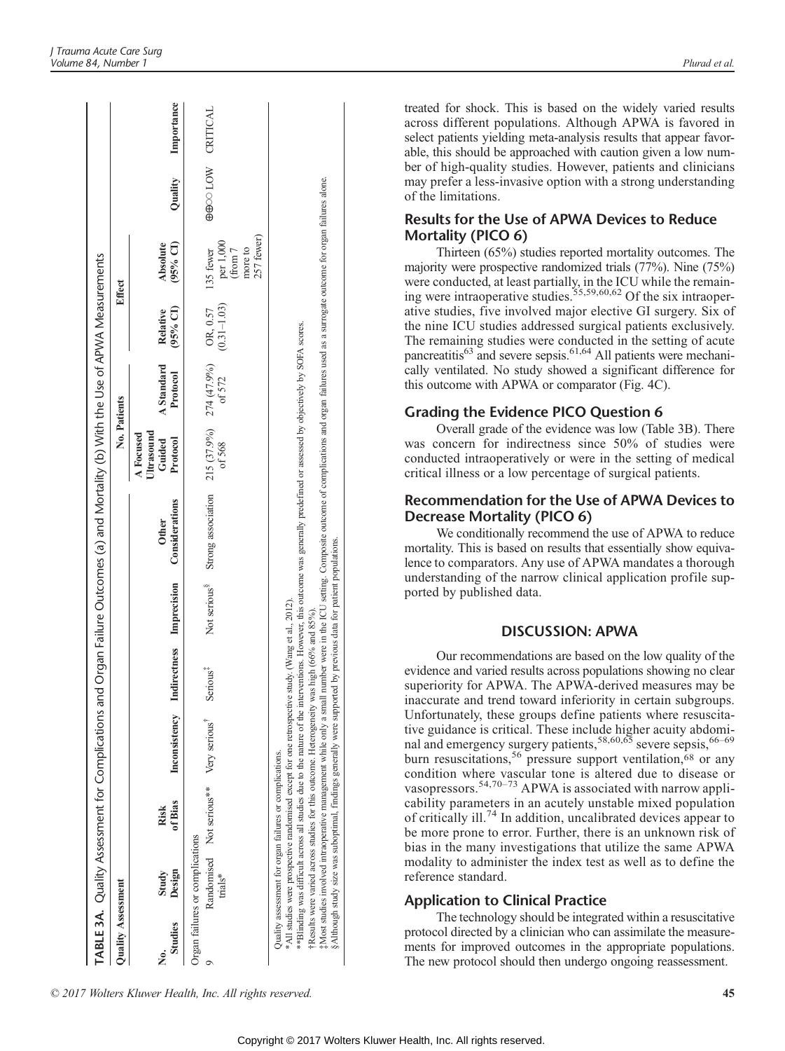**TABLE 3A.** Quality Assessment for Complications and Organ Failure Outcomes (a) and Mortality (b) With the Use of APWA Measurements

| Quality Assessment | | | | | | | No. Patients | | Effect | | | |
|---|---|---|---|---|---|---|---|---|---|---|---|---|
| No. Studies | Study Design | Risk of Bias | Inconsistency | Indirectness | Imprecision | Other Considerations | A Focused Ultrasound Guided Protocol | A Standard Protocol | Relative (95% CI) | Absolute (95% CI) | Quality | Importance |
| Organ failures or complications | | | | | | | | | | | | |
| 9 | Randomised trials* | Not serious** | Very serious† | Serious‡ | Not serious§ | Strong association | 215 (37.9%) of 568 | 274 (47.9%) of 572 | OR, 0.57 (0.31–1.03) | 135 fewer per 1,000 (from 7 more to 257 fewer) | ⊕⊕○○ LOW | CRITICAL |

Quality assessment for organ failures or complications.
*All studies were prospective randomised except for one retrospective study. (Wang et al., 2012).
**Blinding was difficult across all studies due to the nature of the interventions. However, this outcome was generally predefined or assessed by objectively by SOFA scores.
†Results were varied across studies for this outcome. Heterogeneity was high (66% and 85%).
‡Most studies involved intraoperative management while only a small number were in the ICU setting. Composite outcome of complications and organ failures used as a surrogate outcome for organ failures alone.
§Although study size was suboptimal, findings generally were supported by previous data for patient populations.

treated for shock. This is based on the widely varied results across different populations. Although APWA is favored in select patients yielding meta-analysis results that appear favorable, this should be approached with caution given a low number of high-quality studies. However, patients and clinicians may prefer a less-invasive option with a strong understanding of the limitations.

### Results for the Use of APWA Devices to Reduce Mortality (PICO 6)

Thirteen (65%) studies reported mortality outcomes. The majority were prospective randomized trials (77%). Nine (75%) were conducted, at least partially, in the ICU while the remaining were intraoperative studies.[55,59,60,62] Of the six intraoperative studies, five involved major elective GI surgery. Six of the nine ICU studies addressed surgical patients exclusively. The remaining studies were conducted in the setting of acute pancreatitis[63] and severe sepsis.[61,64] All patients were mechanically ventilated. No study showed a significant difference for this outcome with APWA or comparator (Fig. 4C).

### Grading the Evidence PICO Question 6

Overall grade of the evidence was low (Table 3B). There was concern for indirectness since 50% of studies were conducted intraoperatively or were in the setting of medical critical illness or a low percentage of surgical patients.

### Recommendation for the Use of APWA Devices to Decrease Mortality (PICO 6)

We conditionally recommend the use of APWA to reduce mortality. This is based on results that essentially show equivalence to comparators. Any use of APWA mandates a thorough understanding of the narrow clinical application profile supported by published data.

## DISCUSSION: APWA

Our recommendations are based on the low quality of the evidence and varied results across populations showing no clear superiority for APWA. The APWA-derived measures may be inaccurate and trend toward inferiority in certain subgroups. Unfortunately, these groups define patients where resuscitative guidance is critical. These include higher acuity abdominal and emergency surgery patients,[58,60,65] severe sepsis,[66–69] burn resuscitations,[56] pressure support ventilation,[68] or any condition where vascular tone is altered due to disease or vasopressors.[54,70–73] APWA is associated with narrow applicability parameters in an acutely unstable mixed population of critically ill.[74] In addition, uncalibrated devices appear to be more prone to error. Further, there is an unknown risk of bias in the many investigations that utilize the same APWA modality to administer the index test as well as to define the reference standard.

### Application to Clinical Practice

The technology should be integrated within a resuscitative protocol directed by a clinician who can assimilate the measurements for improved outcomes in the appropriate populations. The new protocol should then undergo ongoing reassessment.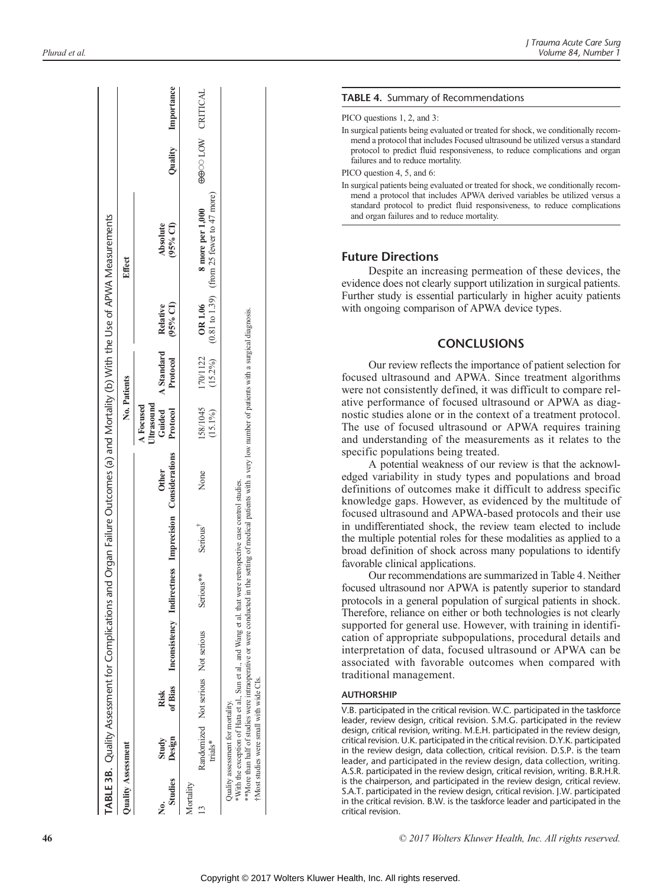**TABLE 3B.** Quality Assessment for Complications and Organ Failure Outcomes (a) and Mortality (b) With the Use of APWA Measurements

| Quality Assessment | | | | | | | No. Patients | | Effect | | | |
|---|---|---|---|---|---|---|---|---|---|---|---|---|
| No. Studies | Study Design | Risk of Bias | Inconsistency | Indirectness | Imprecision | Other Considerations | A Focused Ultrasound Guided Protocol | A Standard Protocol | Relative (95% CI) | Absolute (95% CI) | Quality | Importance |
| Mortality | | | | | | | | | | | | |
| 13 | Randomized trials* | Not serious | Not serious | Serious** | Serious† | None | 158/1045 (15.1%) | 170/1122 (15.2%) | **OR 1.06** (0.81 to 1.39) | **8 more per 1,000** (from 25 fewer to 47 more) | ⊕⊕○○ LOW | CRITICAL |

Quality assessment for mortality.

*With the exception of Hata et al., Sun et al., and Wang et al. that were retrospective case control studies.

**More than half of studies were intraoperative or were conducted in the setting of medical patients with a very low number of patients with a surgical diagnosis.

†Most studies were small with wide CIs.

**TABLE 4.** Summary of Recommendations

PICO questions 1, 2, and 3:

In surgical patients being evaluated or treated for shock, we conditionally recommend a protocol that includes Focused ultrasound be utilized versus a standard protocol to predict fluid responsiveness, to reduce complications and organ failures and to reduce mortality.

PICO question 4, 5, and 6:

In surgical patients being evaluated or treated for shock, we conditionally recommend a protocol that includes APWA derived variables be utilized versus a standard protocol to predict fluid responsiveness, to reduce complications and organ failures and to reduce mortality.

## Future Directions

Despite an increasing permeation of these devices, the evidence does not clearly support utilization in surgical patients. Further study is essential particularly in higher acuity patients with ongoing comparison of APWA device types.

## CONCLUSIONS

Our review reflects the importance of patient selection for focused ultrasound and APWA. Since treatment algorithms were not consistently defined, it was difficult to compare relative performance of focused ultrasound or APWA as diagnostic studies alone or in the context of a treatment protocol. The use of focused ultrasound or APWA requires training and understanding of the measurements as it relates to the specific populations being treated.

A potential weakness of our review is that the acknowledged variability in study types and populations and broad definitions of outcomes make it difficult to address specific knowledge gaps. However, as evidenced by the multitude of focused ultrasound and APWA-based protocols and their use in undifferentiated shock, the review team elected to include the multiple potential roles for these modalities as applied to a broad definition of shock across many populations to identify favorable clinical applications.

Our recommendations are summarized in Table 4. Neither focused ultrasound nor APWA is patently superior to standard protocols in a general population of surgical patients in shock. Therefore, reliance on either or both technologies is not clearly supported for general use. However, with training in identification of appropriate subpopulations, procedural details and interpretation of data, focused ultrasound or APWA can be associated with favorable outcomes when compared with traditional management.

### AUTHORSHIP

V.B. participated in the critical revision. W.C. participated in the taskforce leader, review design, critical revision. S.M.G. participated in the review design, critical revision, writing. M.E.H. participated in the review design, critical revision. U.K. participated in the critical revision. D.Y.K. participated in the review design, data collection, critical revision. D.S.P. is the team leader, and participated in the review design, data collection, writing. A.S.R. participated in the review design, critical revision, writing. B.R.H.R. is the chairperson, and participated in the review design, critical review. S.A.T. participated in the review design, critical revision. J.W. participated in the critical revision. B.W. is the taskforce leader and participated in the critical revision.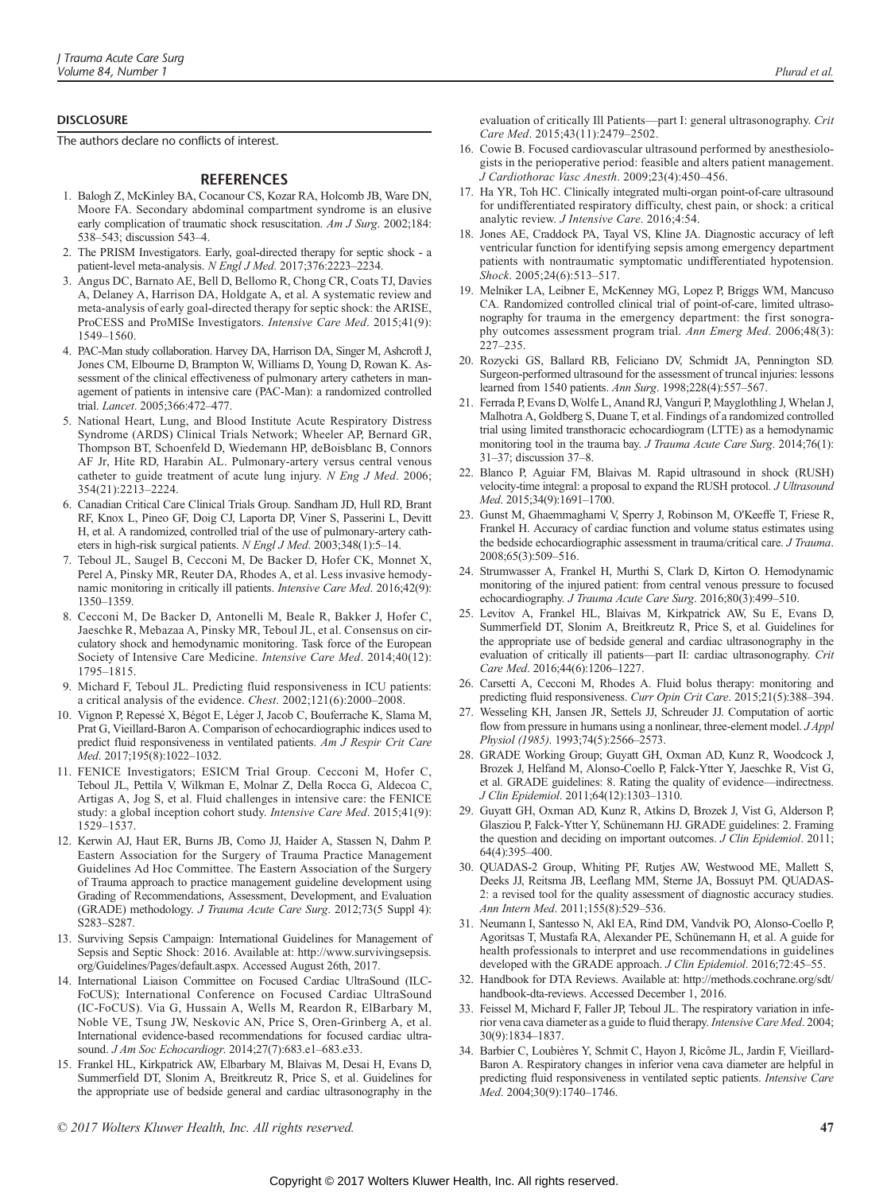## DISCLOSURE

The authors declare no conflicts of interest.

## REFERENCES

1. Balogh Z, McKinley BA, Cocanour CS, Kozar RA, Holcomb JB, Ware DN, Moore FA. Secondary abdominal compartment syndrome is an elusive early complication of traumatic shock resuscitation. *Am J Surg*. 2002;184: 538–543; discussion 543–4.
2. The PRISM Investigators. Early, goal-directed therapy for septic shock - a patient-level meta-analysis. *N Engl J Med*. 2017;376:2223–2234.
3. Angus DC, Barnato AE, Bell D, Bellomo R, Chong CR, Coats TJ, Davies A, Delaney A, Harrison DA, Holdgate A, et al. A systematic review and meta-analysis of early goal-directed therapy for septic shock: the ARISE, ProCESS and ProMISe Investigators. *Intensive Care Med*. 2015;41(9): 1549–1560.
4. PAC-Man study collaboration. Harvey DA, Harrison DA, Singer M, Ashcroft J, Jones CM, Elbourne D, Brampton W, Williams D, Young D, Rowan K. Assessment of the clinical effectiveness of pulmonary artery catheters in management of patients in intensive care (PAC-Man): a randomized controlled trial. *Lancet*. 2005;366:472–477.
5. National Heart, Lung, and Blood Institute Acute Respiratory Distress Syndrome (ARDS) Clinical Trials Network; Wheeler AP, Bernard GR, Thompson BT, Schoenfeld D, Wiedemann HP, deBoisblanc B, Connors AF Jr, Hite RD, Harabin AL. Pulmonary-artery versus central venous catheter to guide treatment of acute lung injury. *N Eng J Med*. 2006; 354(21):2213–2224.
6. Canadian Critical Care Clinical Trials Group. Sandham JD, Hull RD, Brant RF, Knox L, Pineo GF, Doig CJ, Laporta DP, Viner S, Passerini L, Devitt H, et al. A randomized, controlled trial of the use of pulmonary-artery catheters in high-risk surgical patients. *N Engl J Med*. 2003;348(1):5–14.
7. Teboul JL, Saugel B, Cecconi M, De Backer D, Hofer CK, Monnet X, Perel A, Pinsky MR, Reuter DA, Rhodes A, et al. Less invasive hemodynamic monitoring in critically ill patients. *Intensive Care Med*. 2016;42(9): 1350–1359.
8. Cecconi M, De Backer D, Antonelli M, Beale R, Bakker J, Hofer C, Jaeschke R, Mebazaa A, Pinsky MR, Teboul JL, et al. Consensus on circulatory shock and hemodynamic monitoring. Task force of the European Society of Intensive Care Medicine. *Intensive Care Med*. 2014;40(12): 1795–1815.
9. Michard F, Teboul JL. Predicting fluid responsiveness in ICU patients: a critical analysis of the evidence. *Chest*. 2002;121(6):2000–2008.
10. Vignon P, Repessé X, Bégot E, Léger J, Jacob C, Bouferrache K, Slama M, Prat G, Vieillard-Baron A. Comparison of echocardiographic indices used to predict fluid responsiveness in ventilated patients. *Am J Respir Crit Care Med*. 2017;195(8):1022–1032.
11. FENICE Investigators; ESICM Trial Group. Cecconi M, Hofer C, Teboul JL, Pettila V, Wilkman E, Molnar Z, Della Rocca G, Aldecoa C, Artigas A, Jog S, et al. Fluid challenges in intensive care: the FENICE study: a global inception cohort study. *Intensive Care Med*. 2015;41(9): 1529–1537.
12. Kerwin AJ, Haut ER, Burns JB, Como JJ, Haider A, Stassen N, Dahm P. Eastern Association for the Surgery of Trauma Practice Management Guidelines Ad Hoc Committee. The Eastern Association of the Surgery of Trauma approach to practice management guideline development using Grading of Recommendations, Assessment, Development, and Evaluation (GRADE) methodology. *J Trauma Acute Care Surg*. 2012;73(5 Suppl 4): S283–S287.
13. Surviving Sepsis Campaign: International Guidelines for Management of Sepsis and Septic Shock: 2016. Available at: http://www.survivingsepsis.org/Guidelines/Pages/default.aspx. Accessed August 26th, 2017.
14. International Liaison Committee on Focused Cardiac UltraSound (ILC-FoCUS); International Conference on Focused Cardiac UltraSound (IC-FoCUS). Via G, Hussain A, Wells M, Reardon R, ElBarbary M, Noble VE, Tsung JW, Neskovic AN, Price S, Oren-Grinberg A, et al. International evidence-based recommendations for focused cardiac ultrasound. *J Am Soc Echocardiogr*. 2014;27(7):683.e1–683.e33.
15. Frankel HL, Kirkpatrick AW, Elbarbary M, Blaivas M, Desai H, Evans D, Summerfield DT, Slonim A, Breitkreutz R, Price S, et al. Guidelines for the appropriate use of bedside general and cardiac ultrasonography in the evaluation of critically Ill Patients—part I: general ultrasonography. *Crit Care Med*. 2015;43(11):2479–2502.
16. Cowie B. Focused cardiovascular ultrasound performed by anesthesiologists in the perioperative period: feasible and alters patient management. *J Cardiothorac Vasc Anesth*. 2009;23(4):450–456.
17. Ha YR, Toh HC. Clinically integrated multi-organ point-of-care ultrasound for undifferentiated respiratory difficulty, chest pain, or shock: a critical analytic review. *J Intensive Care*. 2016;4:54.
18. Jones AE, Craddock PA, Tayal VS, Kline JA. Diagnostic accuracy of left ventricular function for identifying sepsis among emergency department patients with nontraumatic symptomatic undifferentiated hypotension. *Shock*. 2005;24(6):513–517.
19. Melniker LA, Leibner E, McKenney MG, Lopez P, Briggs WM, Mancuso CA. Randomized controlled clinical trial of point-of-care, limited ultrasonography for trauma in the emergency department: the first sonography outcomes assessment program trial. *Ann Emerg Med*. 2006;48(3): 227–235.
20. Rozycki GS, Ballard RB, Feliciano DV, Schmidt JA, Pennington SD. Surgeon-performed ultrasound for the assessment of truncal injuries: lessons learned from 1540 patients. *Ann Surg*. 1998;228(4):557–567.
21. Ferrada P, Evans D, Wolfe L, Anand RJ, Vanguri P, Mayglothling J, Whelan J, Malhotra A, Goldberg S, Duane T, et al. Findings of a randomized controlled trial using limited transthoracic echocardiogram (LTTE) as a hemodynamic monitoring tool in the trauma bay. *J Trauma Acute Care Surg*. 2014;76(1): 31–37; discussion 37–8.
22. Blanco P, Aguiar FM, Blaivas M. Rapid ultrasound in shock (RUSH) velocity-time integral: a proposal to expand the RUSH protocol. *J Ultrasound Med*. 2015;34(9):1691–1700.
23. Gunst M, Ghaemmaghami V, Sperry J, Robinson M, O'Keeffe T, Friese R, Frankel H. Accuracy of cardiac function and volume status estimates using the bedside echocardiographic assessment in trauma/critical care. *J Trauma*. 2008;65(3):509–516.
24. Strumwasser A, Frankel H, Murthi S, Clark D, Kirton O. Hemodynamic monitoring of the injured patient: from central venous pressure to focused echocardiography. *J Trauma Acute Care Surg*. 2016;80(3):499–510.
25. Levitov A, Frankel HL, Blaivas M, Kirkpatrick AW, Su E, Evans D, Summerfield DT, Slonim A, Breitkreutz R, Price S, et al. Guidelines for the appropriate use of bedside general and cardiac ultrasonography in the evaluation of critically ill patients—part II: cardiac ultrasonography. *Crit Care Med*. 2016;44(6):1206–1227.
26. Carsetti A, Cecconi M, Rhodes A. Fluid bolus therapy: monitoring and predicting fluid responsiveness. *Curr Opin Crit Care*. 2015;21(5):388–394.
27. Wesseling KH, Jansen JR, Settels JJ, Schreuder JJ. Computation of aortic flow from pressure in humans using a nonlinear, three-element model. *J Appl Physiol (1985)*. 1993;74(5):2566–2573.
28. GRADE Working Group; Guyatt GH, Oxman AD, Kunz R, Woodcock J, Brozek J, Helfand M, Alonso-Coello P, Falck-Ytter Y, Jaeschke R, Vist G, et al. GRADE guidelines: 8. Rating the quality of evidence—indirectness. *J Clin Epidemiol*. 2011;64(12):1303–1310.
29. Guyatt GH, Oxman AD, Kunz R, Atkins D, Brozek J, Vist G, Alderson P, Glasziou P, Falck-Ytter Y, Schünemann HJ. GRADE guidelines: 2. Framing the question and deciding on important outcomes. *J Clin Epidemiol*. 2011; 64(4):395–400.
30. QUADAS-2 Group, Whiting PF, Rutjes AW, Westwood ME, Mallett S, Deeks JJ, Reitsma JB, Leeflang MM, Sterne JA, Bossuyt PM. QUADAS-2: a revised tool for the quality assessment of diagnostic accuracy studies. *Ann Intern Med*. 2011;155(8):529–536.
31. Neumann I, Santesso N, Akl EA, Rind DM, Vandvik PO, Alonso-Coello P, Agoritsas T, Mustafa RA, Alexander PE, Schünemann H, et al. A guide for health professionals to interpret and use recommendations in guidelines developed with the GRADE approach. *J Clin Epidemiol*. 2016;72:45–55.
32. Handbook for DTA Reviews. Available at: http://methods.cochrane.org/sdt/handbook-dta-reviews. Accessed December 1, 2016.
33. Feissel M, Michard F, Faller JP, Teboul JL. The respiratory variation in inferior vena cava diameter as a guide to fluid therapy. *Intensive Care Med*. 2004; 30(9):1834–1837.
34. Barbier C, Loubières Y, Schmit C, Hayon J, Ricôme JL, Jardin F, Vieillard-Baron A. Respiratory changes in inferior vena cava diameter are helpful in predicting fluid responsiveness in ventilated septic patients. *Intensive Care Med*. 2004;30(9):1740–1746.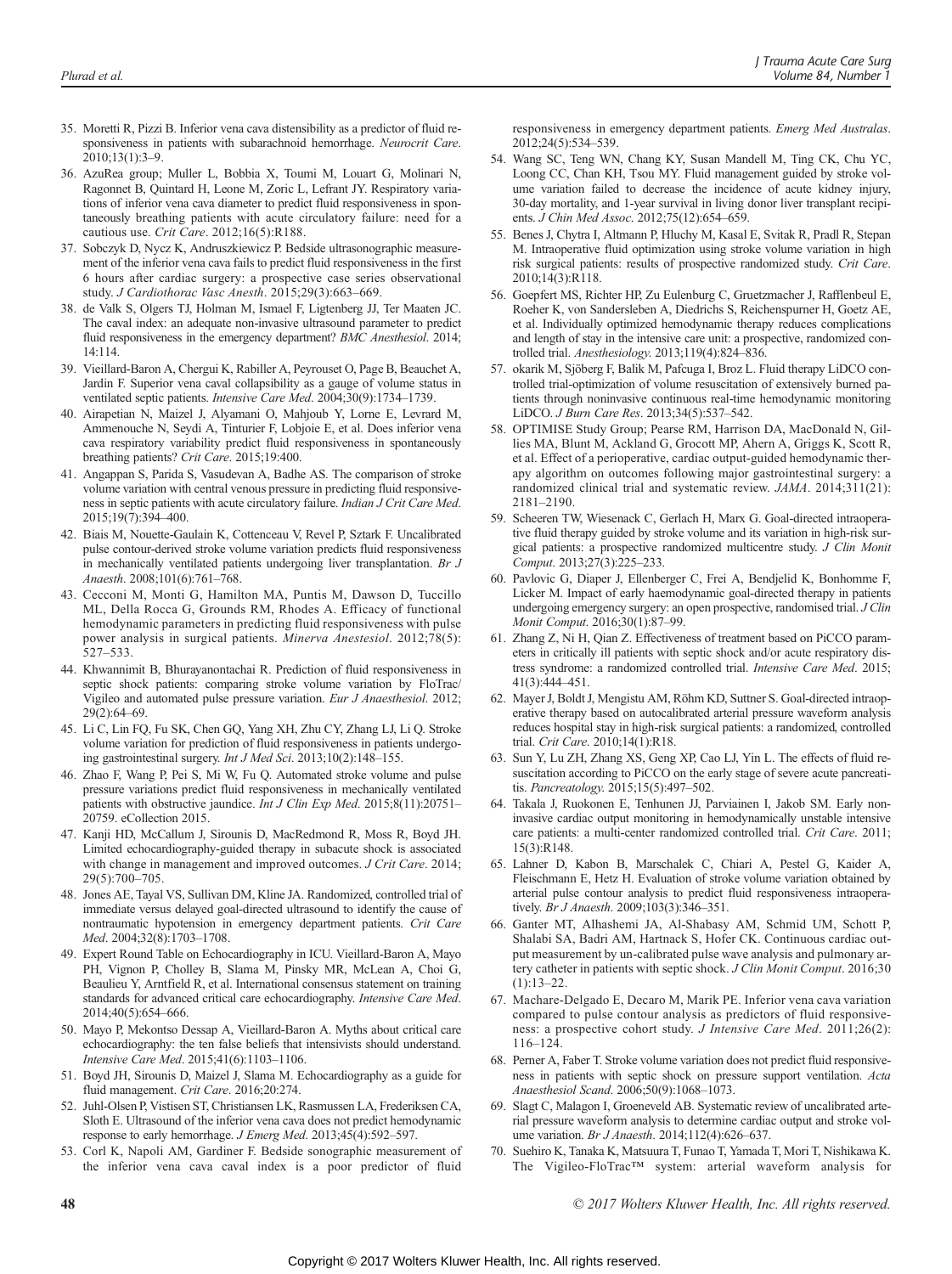35. Moretti R, Pizzi B. Inferior vena cava distensibility as a predictor of fluid responsiveness in patients with subarachnoid hemorrhage. *Neurocrit Care*. 2010;13(1):3–9.
36. AzuRea group; Muller L, Bobbia X, Toumi M, Louart G, Molinari N, Ragonnet B, Quintard H, Leone M, Zoric L, Lefrant JY. Respiratory variations of inferior vena cava diameter to predict fluid responsiveness in spontaneously breathing patients with acute circulatory failure: need for a cautious use. *Crit Care*. 2012;16(5):R188.
37. Sobczyk D, Nycz K, Andruszkiewicz P. Bedside ultrasonographic measurement of the inferior vena cava fails to predict fluid responsiveness in the first 6 hours after cardiac surgery: a prospective case series observational study. *J Cardiothorac Vasc Anesth*. 2015;29(3):663–669.
38. de Valk S, Olgers TJ, Holman M, Ismael F, Ligtenberg JJ, Ter Maaten JC. The caval index: an adequate non-invasive ultrasound parameter to predict fluid responsiveness in the emergency department? *BMC Anesthesiol*. 2014;14:114.
39. Vieillard-Baron A, Chergui K, Rabiller A, Peyrouset O, Page B, Beauchet A, Jardin F. Superior vena caval collapsibility as a gauge of volume status in ventilated septic patients. *Intensive Care Med*. 2004;30(9):1734–1739.
40. Airapetian N, Maizel J, Alyamani O, Mahjoub Y, Lorne E, Levrard M, Ammenouche N, Seydi A, Tinturier F, Lobjoie E, et al. Does inferior vena cava respiratory variability predict fluid responsiveness in spontaneously breathing patients? *Crit Care*. 2015;19:400.
41. Angappan S, Parida S, Vasudevan A, Badhe AS. The comparison of stroke volume variation with central venous pressure in predicting fluid responsiveness in septic patients with acute circulatory failure. *Indian J Crit Care Med*. 2015;19(7):394–400.
42. Biais M, Nouette-Gaulain K, Cottenceau V, Revel P, Sztark F. Uncalibrated pulse contour-derived stroke volume variation predicts fluid responsiveness in mechanically ventilated patients undergoing liver transplantation. *Br J Anaesth*. 2008;101(6):761–768.
43. Cecconi M, Monti G, Hamilton MA, Puntis M, Dawson D, Tuccillo ML, Della Rocca G, Grounds RM, Rhodes A. Efficacy of functional hemodynamic parameters in predicting fluid responsiveness with pulse power analysis in surgical patients. *Minerva Anestesiol*. 2012;78(5):527–533.
44. Khwannimit B, Bhurayanontachai R. Prediction of fluid responsiveness in septic shock patients: comparing stroke volume variation by FloTrac/Vigileo and automated pulse pressure variation. *Eur J Anaesthesiol*. 2012;29(2):64–69.
45. Li C, Lin FQ, Fu SK, Chen GQ, Yang XH, Zhu CY, Zhang LJ, Li Q. Stroke volume variation for prediction of fluid responsiveness in patients undergoing gastrointestinal surgery. *Int J Med Sci*. 2013;10(2):148–155.
46. Zhao F, Wang P, Pei S, Mi W, Fu Q. Automated stroke volume and pulse pressure variations predict fluid responsiveness in mechanically ventilated patients with obstructive jaundice. *Int J Clin Exp Med*. 2015;8(11):20751–20759. eCollection 2015.
47. Kanji HD, McCallum J, Sirounis D, MacRedmond R, Moss R, Boyd JH. Limited echocardiography-guided therapy in subacute shock is associated with change in management and improved outcomes. *J Crit Care*. 2014;29(5):700–705.
48. Jones AE, Tayal VS, Sullivan DM, Kline JA. Randomized, controlled trial of immediate versus delayed goal-directed ultrasound to identify the cause of nontraumatic hypotension in emergency department patients. *Crit Care Med*. 2004;32(8):1703–1708.
49. Expert Round Table on Echocardiography in ICU. Vieillard-Baron A, Mayo PH, Vignon P, Cholley B, Slama M, Pinsky MR, McLean A, Choi G, Beaulieu Y, Arntfield R, et al. International consensus statement on training standards for advanced critical care echocardiography. *Intensive Care Med*. 2014;40(5):654–666.
50. Mayo P, Mekontso Dessap A, Vieillard-Baron A. Myths about critical care echocardiography: the ten false beliefs that intensivists should understand. *Intensive Care Med*. 2015;41(6):1103–1106.
51. Boyd JH, Sirounis D, Maizel J, Slama M. Echocardiography as a guide for fluid management. *Crit Care*. 2016;20:274.
52. Juhl-Olsen P, Vistisen ST, Christiansen LK, Rasmussen LA, Frederiksen CA, Sloth E. Ultrasound of the inferior vena cava does not predict hemodynamic response to early hemorrhage. *J Emerg Med*. 2013;45(4):592–597.
53. Corl K, Napoli AM, Gardiner F. Bedside sonographic measurement of the inferior vena cava caval index is a poor predictor of fluid responsiveness in emergency department patients. *Emerg Med Australas*. 2012;24(5):534–539.
54. Wang SC, Teng WN, Chang KY, Susan Mandell M, Ting CK, Chu YC, Loong CC, Chan KH, Tsou MY. Fluid management guided by stroke volume variation failed to decrease the incidence of acute kidney injury, 30-day mortality, and 1-year survival in living donor liver transplant recipients. *J Chin Med Assoc*. 2012;75(12):654–659.
55. Benes J, Chytra I, Altmann P, Hluchy M, Kasal E, Svitak R, Pradl R, Stepan M. Intraoperative fluid optimization using stroke volume variation in high risk surgical patients: results of prospective randomized study. *Crit Care*. 2010;14(3):R118.
56. Goepfert MS, Richter HP, Zu Eulenburg C, Gruetzmacher J, Rafflenbeul E, Roeher K, von Sandersleben A, Diedrichs S, Reichenspurner H, Goetz AE, et al. Individually optimized hemodynamic therapy reduces complications and length of stay in the intensive care unit: a prospective, randomized controlled trial. *Anesthesiology*. 2013;119(4):824–836.
57. okarik M, Sjöberg F, Balik M, Pafcuga I, Broz L. Fluid therapy LiDCO controlled trial-optimization of volume resuscitation of extensively burned patients through noninvasive continuous real-time hemodynamic monitoring LiDCO. *J Burn Care Res*. 2013;34(5):537–542.
58. OPTIMISE Study Group; Pearse RM, Harrison DA, MacDonald N, Gillies MA, Blunt M, Ackland G, Grocott MP, Ahern A, Griggs K, Scott R, et al. Effect of a perioperative, cardiac output-guided hemodynamic therapy algorithm on outcomes following major gastrointestinal surgery: a randomized clinical trial and systematic review. *JAMA*. 2014;311(21):2181–2190.
59. Scheeren TW, Wiesenack C, Gerlach H, Marx G. Goal-directed intraoperative fluid therapy guided by stroke volume and its variation in high-risk surgical patients: a prospective randomized multicentre study. *J Clin Monit Comput*. 2013;27(3):225–233.
60. Pavlovic G, Diaper J, Ellenberger C, Frei A, Bendjelid K, Bonhomme F, Licker M. Impact of early haemodynamic goal-directed therapy in patients undergoing emergency surgery: an open prospective, randomised trial. *J Clin Monit Comput*. 2016;30(1):87–99.
61. Zhang Z, Ni H, Qian Z. Effectiveness of treatment based on PiCCO parameters in critically ill patients with septic shock and/or acute respiratory distress syndrome: a randomized controlled trial. *Intensive Care Med*. 2015;41(3):444–451.
62. Mayer J, Boldt J, Mengistu AM, Röhm KD, Suttner S. Goal-directed intraoperative therapy based on autocalibrated arterial pressure waveform analysis reduces hospital stay in high-risk surgical patients: a randomized, controlled trial. *Crit Care*. 2010;14(1):R18.
63. Sun Y, Lu ZH, Zhang XS, Geng XP, Cao LJ, Yin L. The effects of fluid resuscitation according to PiCCO on the early stage of severe acute pancreatitis. *Pancreatology*. 2015;15(5):497–502.
64. Takala J, Ruokonen E, Tenhunen JJ, Parviainen I, Jakob SM. Early non-invasive cardiac output monitoring in hemodynamically unstable intensive care patients: a multi-center randomized controlled trial. *Crit Care*. 2011;15(3):R148.
65. Lahner D, Kabon B, Marschalek C, Chiari A, Pestel G, Kaider A, Fleischmann E, Hetz H. Evaluation of stroke volume variation obtained by arterial pulse contour analysis to predict fluid responsiveness intraoperatively. *Br J Anaesth*. 2009;103(3):346–351.
66. Ganter MT, Alhashemi JA, Al-Shabasy AM, Schmid UM, Schott P, Shalabi SA, Badri AM, Hartnack S, Hofer CK. Continuous cardiac output measurement by un-calibrated pulse wave analysis and pulmonary artery catheter in patients with septic shock. *J Clin Monit Comput*. 2016;30(1):13–22.
67. Machare-Delgado E, Decaro M, Marik PE. Inferior vena cava variation compared to pulse contour analysis as predictors of fluid responsiveness: a prospective cohort study. *J Intensive Care Med*. 2011;26(2):116–124.
68. Perner A, Faber T. Stroke volume variation does not predict fluid responsiveness in patients with septic shock on pressure support ventilation. *Acta Anaesthesiol Scand*. 2006;50(9):1068–1073.
69. Slagt C, Malagon I, Groeneveld AB. Systematic review of uncalibrated arterial pressure waveform analysis to determine cardiac output and stroke volume variation. *Br J Anaesth*. 2014;112(4):626–637.
70. Suehiro K, Tanaka K, Matsuura T, Funao T, Yamada T, Mori T, Nishikawa K. The Vigileo-FloTrac™ system: arterial waveform analysis for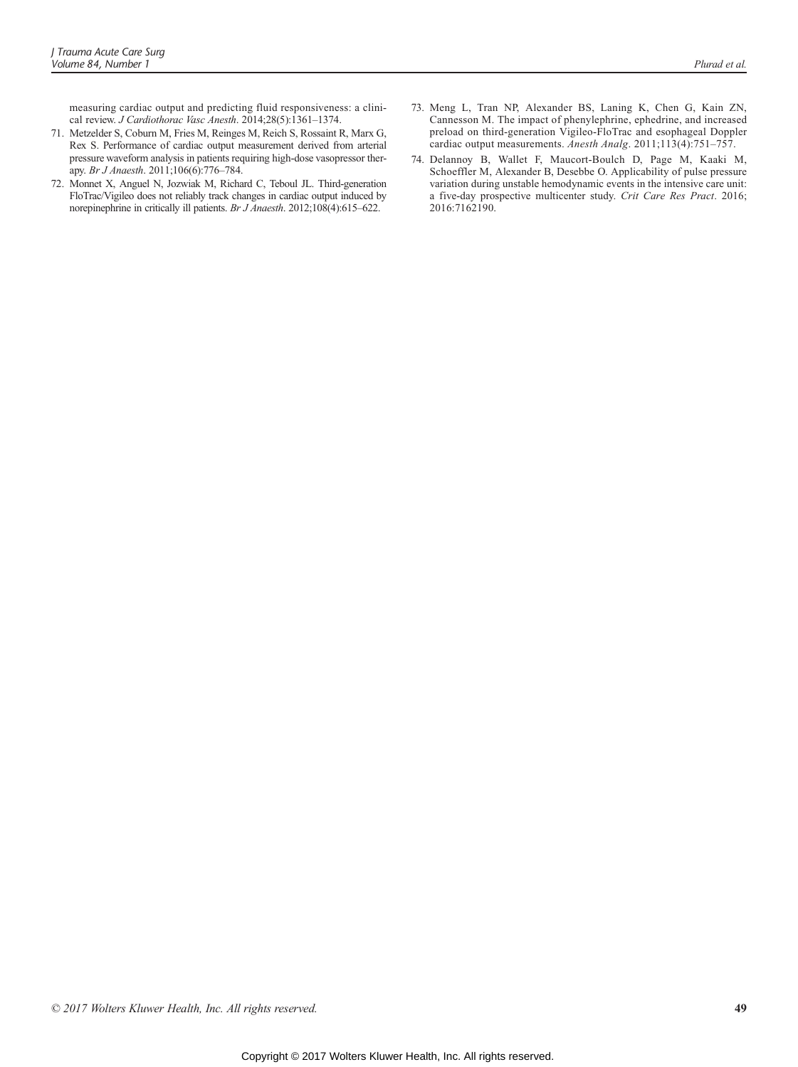measuring cardiac output and predicting fluid responsiveness: a clinical review. *J Cardiothorac Vasc Anesth*. 2014;28(5):1361–1374.

71. Metzelder S, Coburn M, Fries M, Reinges M, Reich S, Rossaint R, Marx G, Rex S. Performance of cardiac output measurement derived from arterial pressure waveform analysis in patients requiring high-dose vasopressor therapy. *Br J Anaesth*. 2011;106(6):776–784.
72. Monnet X, Anguel N, Jozwiak M, Richard C, Teboul JL. Third-generation FloTrac/Vigileo does not reliably track changes in cardiac output induced by norepinephrine in critically ill patients. *Br J Anaesth*. 2012;108(4):615–622.
73. Meng L, Tran NP, Alexander BS, Laning K, Chen G, Kain ZN, Cannesson M. The impact of phenylephrine, ephedrine, and increased preload on third-generation Vigileo-FloTrac and esophageal Doppler cardiac output measurements. *Anesth Analg*. 2011;113(4):751–757.
74. Delannoy B, Wallet F, Maucort-Boulch D, Page M, Kaaki M, Schoeffler M, Alexander B, Desebbe O. Applicability of pulse pressure variation during unstable hemodynamic events in the intensive care unit: a five-day prospective multicenter study. *Crit Care Res Pract*. 2016; 2016:7162190.